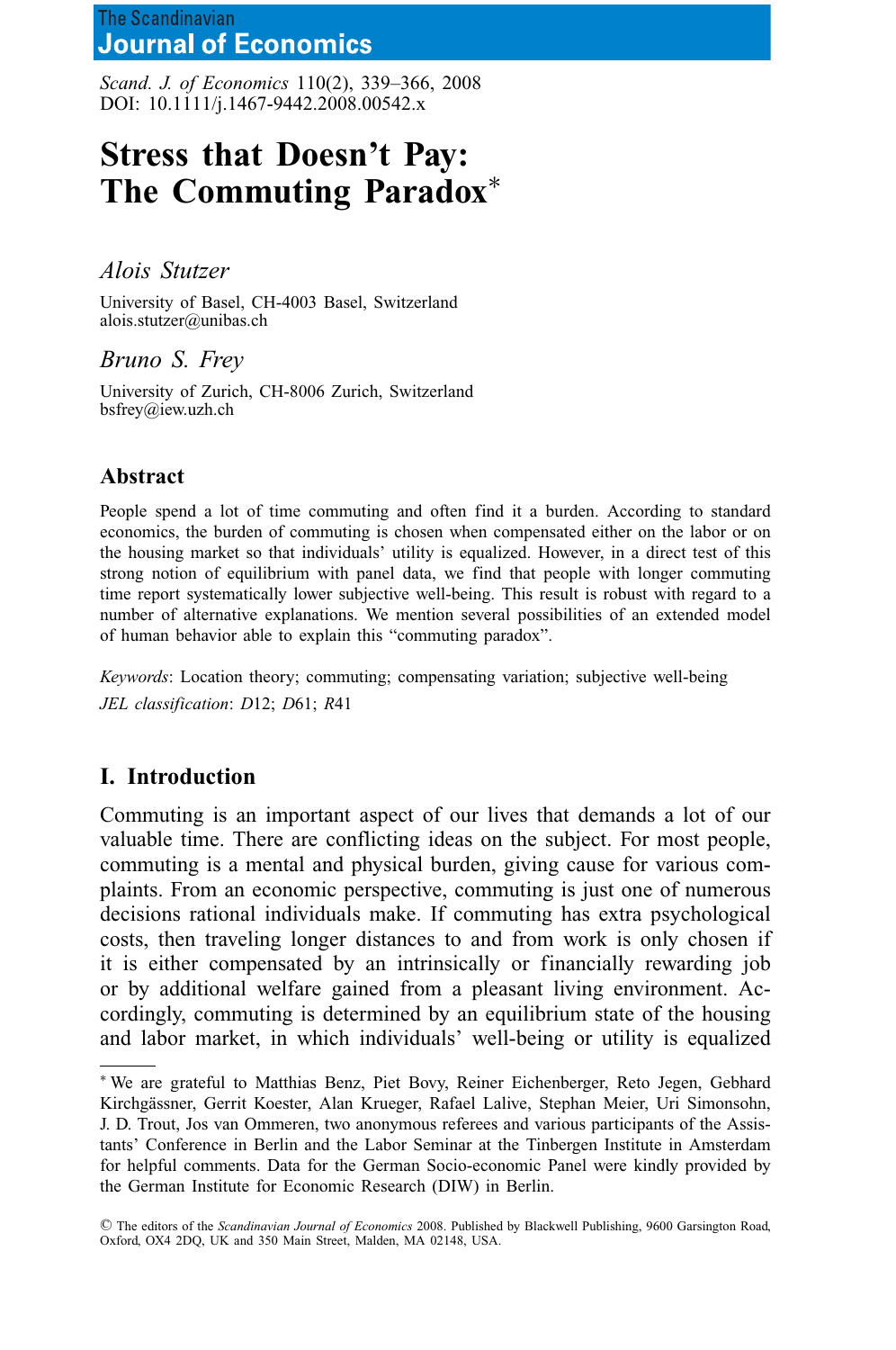# Stress that Doesn't Pay: The Commuting Paradox*

*Alois Stutzer*

University of Basel, CH-4003 Basel, Switzerland
alois.stutzer@unibas.ch

*Bruno S. Frey*

University of Zurich, CH-8006 Zurich, Switzerland
bsfrey@iew.uzh.ch

## Abstract

People spend a lot of time commuting and often find it a burden. According to standard economics, the burden of commuting is chosen when compensated either on the labor or on the housing market so that individuals' utility is equalized. However, in a direct test of this strong notion of equilibrium with panel data, we find that people with longer commuting time report systematically lower subjective well-being. This result is robust with regard to a number of alternative explanations. We mention several possibilities of an extended model of human behavior able to explain this "commuting paradox".

*Keywords*: Location theory; commuting; compensating variation; subjective well-being

*JEL classification*: *D*12; *D*61; *R*41

## I. Introduction

Commuting is an important aspect of our lives that demands a lot of our valuable time. There are conflicting ideas on the subject. For most people, commuting is a mental and physical burden, giving cause for various complaints. From an economic perspective, commuting is just one of numerous decisions rational individuals make. If commuting has extra psychological costs, then traveling longer distances to and from work is only chosen if it is either compensated by an intrinsically or financially rewarding job or by additional welfare gained from a pleasant living environment. Accordingly, commuting is determined by an equilibrium state of the housing and labor market, in which individuals' well-being or utility is equalized

\* We are grateful to Matthias Benz, Piet Bovy, Reiner Eichenberger, Reto Jegen, Gebhard Kirchgässner, Gerrit Koester, Alan Krueger, Rafael Lalive, Stephan Meier, Uri Simonsohn, J. D. Trout, Jos van Ommeren, two anonymous referees and various participants of the Assistants' Conference in Berlin and the Labor Seminar at the Tinbergen Institute in Amsterdam for helpful comments. Data for the German Socio-economic Panel were kindly provided by the German Institute for Economic Research (DIW) in Berlin.

© The editors of the *Scandinavian Journal of Economics* 2008. Published by Blackwell Publishing, 9600 Garsington Road, Oxford, OX4 2DQ, UK and 350 Main Street, Malden, MA 02148, USA.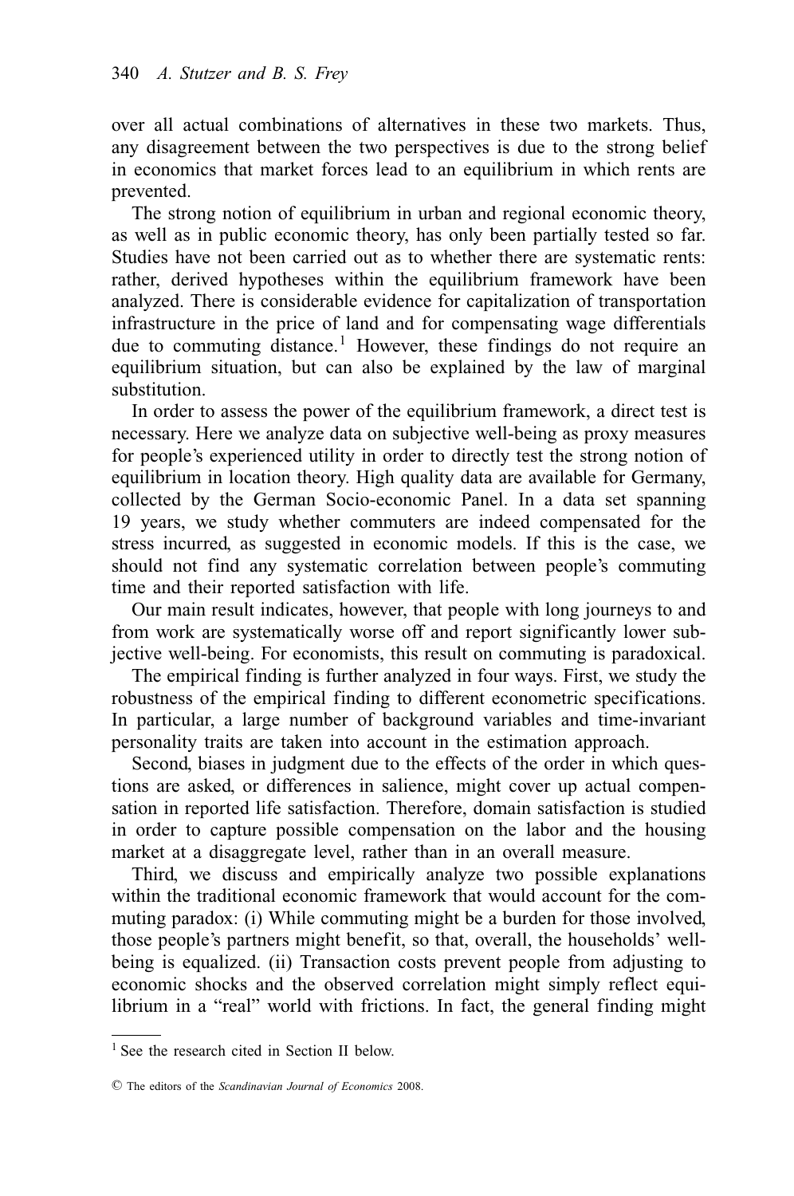over all actual combinations of alternatives in these two markets. Thus, any disagreement between the two perspectives is due to the strong belief in economics that market forces lead to an equilibrium in which rents are prevented.

The strong notion of equilibrium in urban and regional economic theory, as well as in public economic theory, has only been partially tested so far. Studies have not been carried out as to whether there are systematic rents: rather, derived hypotheses within the equilibrium framework have been analyzed. There is considerable evidence for capitalization of transportation infrastructure in the price of land and for compensating wage differentials due to commuting distance.[1] However, these findings do not require an equilibrium situation, but can also be explained by the law of marginal substitution.

In order to assess the power of the equilibrium framework, a direct test is necessary. Here we analyze data on subjective well-being as proxy measures for people's experienced utility in order to directly test the strong notion of equilibrium in location theory. High quality data are available for Germany, collected by the German Socio-economic Panel. In a data set spanning 19 years, we study whether commuters are indeed compensated for the stress incurred, as suggested in economic models. If this is the case, we should not find any systematic correlation between people's commuting time and their reported satisfaction with life.

Our main result indicates, however, that people with long journeys to and from work are systematically worse off and report significantly lower subjective well-being. For economists, this result on commuting is paradoxical.

The empirical finding is further analyzed in four ways. First, we study the robustness of the empirical finding to different econometric specifications. In particular, a large number of background variables and time-invariant personality traits are taken into account in the estimation approach.

Second, biases in judgment due to the effects of the order in which questions are asked, or differences in salience, might cover up actual compensation in reported life satisfaction. Therefore, domain satisfaction is studied in order to capture possible compensation on the labor and the housing market at a disaggregate level, rather than in an overall measure.

Third, we discuss and empirically analyze two possible explanations within the traditional economic framework that would account for the commuting paradox: (i) While commuting might be a burden for those involved, those people's partners might benefit, so that, overall, the households' well-being is equalized. (ii) Transaction costs prevent people from adjusting to economic shocks and the observed correlation might simply reflect equilibrium in a "real" world with frictions. In fact, the general finding might

[1] See the research cited in Section II below.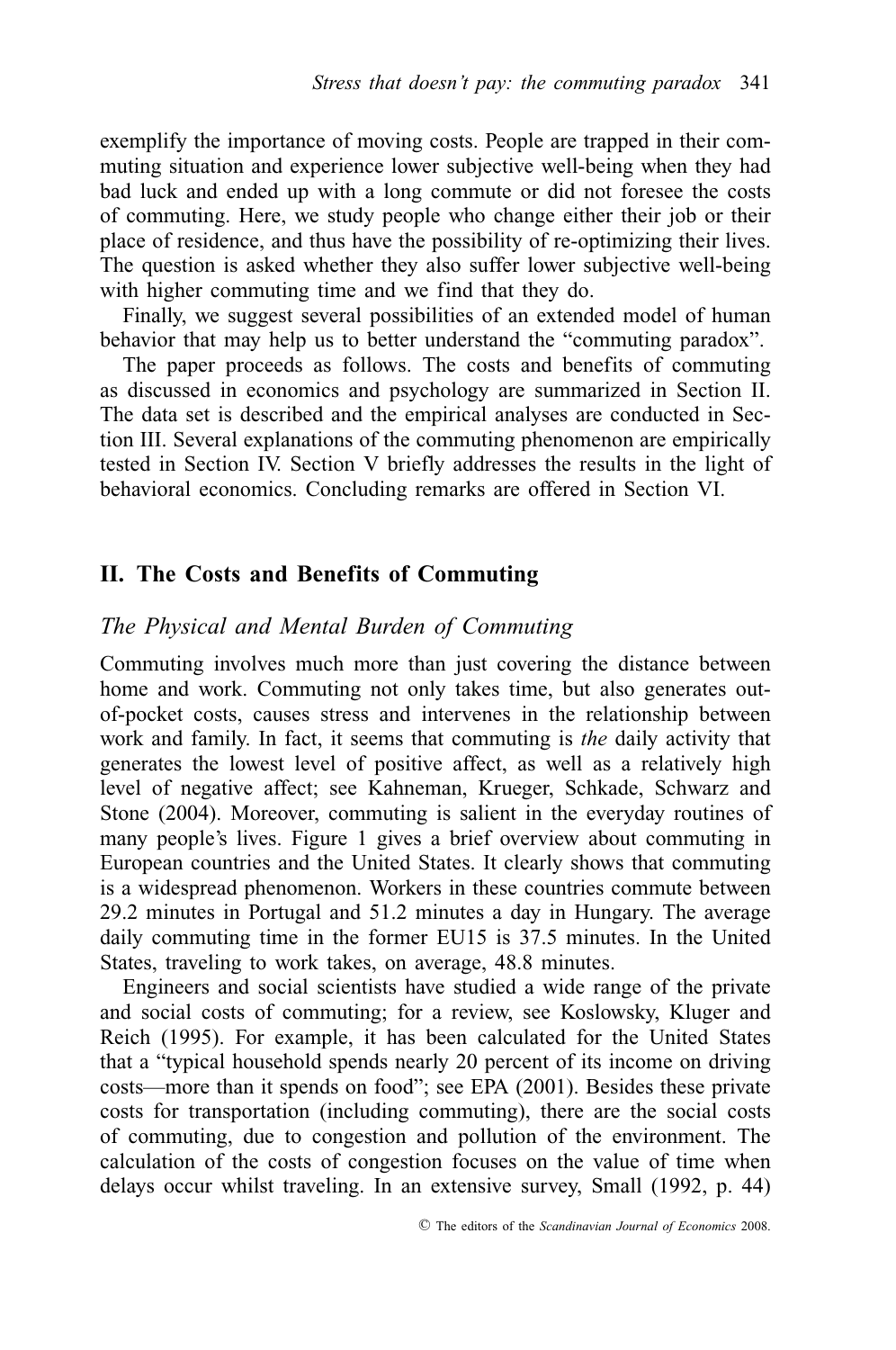exemplify the importance of moving costs. People are trapped in their commuting situation and experience lower subjective well-being when they had bad luck and ended up with a long commute or did not foresee the costs of commuting. Here, we study people who change either their job or their place of residence, and thus have the possibility of re-optimizing their lives. The question is asked whether they also suffer lower subjective well-being with higher commuting time and we find that they do.

Finally, we suggest several possibilities of an extended model of human behavior that may help us to better understand the "commuting paradox".

The paper proceeds as follows. The costs and benefits of commuting as discussed in economics and psychology are summarized in Section II. The data set is described and the empirical analyses are conducted in Section III. Several explanations of the commuting phenomenon are empirically tested in Section IV. Section V briefly addresses the results in the light of behavioral economics. Concluding remarks are offered in Section VI.

## II. The Costs and Benefits of Commuting

### *The Physical and Mental Burden of Commuting*

Commuting involves much more than just covering the distance between home and work. Commuting not only takes time, but also generates out-of-pocket costs, causes stress and intervenes in the relationship between work and family. In fact, it seems that commuting is *the* daily activity that generates the lowest level of positive affect, as well as a relatively high level of negative affect; see Kahneman, Krueger, Schkade, Schwarz and Stone (2004). Moreover, commuting is salient in the everyday routines of many people's lives. Figure 1 gives a brief overview about commuting in European countries and the United States. It clearly shows that commuting is a widespread phenomenon. Workers in these countries commute between 29.2 minutes in Portugal and 51.2 minutes a day in Hungary. The average daily commuting time in the former EU15 is 37.5 minutes. In the United States, traveling to work takes, on average, 48.8 minutes.

Engineers and social scientists have studied a wide range of the private and social costs of commuting; for a review, see Koslowsky, Kluger and Reich (1995). For example, it has been calculated for the United States that a "typical household spends nearly 20 percent of its income on driving costs—more than it spends on food"; see EPA (2001). Besides these private costs for transportation (including commuting), there are the social costs of commuting, due to congestion and pollution of the environment. The calculation of the costs of congestion focuses on the value of time when delays occur whilst traveling. In an extensive survey, Small (1992, p. 44)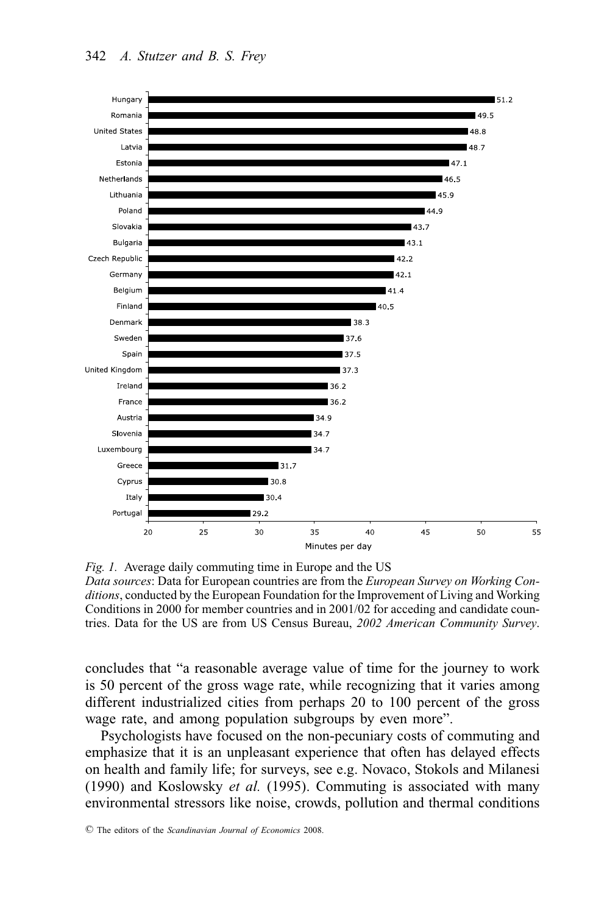| Country | Minutes per day |
| --- | --- |
| Hungary | 51.2 |
| Romania | 49.5 |
| United States | 48.8 |
| Latvia | 48.7 |
| Estonia | 47.1 |
| Netherlands | 46.5 |
| Lithuania | 45.9 |
| Poland | 44.9 |
| Slovakia | 43.7 |
| Bulgaria | 43.1 |
| Czech Republic | 42.2 |
| Germany | 42.1 |
| Belgium | 41.4 |
| Finland | 40.5 |
| Denmark | 38.3 |
| Sweden | 37.6 |
| Spain | 37.5 |
| United Kingdom | 37.3 |
| Ireland | 36.2 |
| France | 36.2 |
| Austria | 34.9 |
| Slovenia | 34.7 |
| Luxembourg | 34.7 |
| Greece | 31.7 |
| Cyprus | 30.8 |
| Italy | 30.4 |
| Portugal | 29.2 |

*Fig. 1.* Average daily commuting time in Europe and the US
*Data sources*: Data for European countries are from the *European Survey on Working Conditions*, conducted by the European Foundation for the Improvement of Living and Working Conditions in 2000 for member countries and in 2001/02 for acceding and candidate countries. Data for the US are from US Census Bureau, *2002 American Community Survey*.

concludes that "a reasonable average value of time for the journey to work is 50 percent of the gross wage rate, while recognizing that it varies among different industrialized cities from perhaps 20 to 100 percent of the gross wage rate, and among population subgroups by even more".

Psychologists have focused on the non-pecuniary costs of commuting and emphasize that it is an unpleasant experience that often has delayed effects on health and family life; for surveys, see e.g. Novaco, Stokols and Milanesi (1990) and Koslowsky *et al.* (1995). Commuting is associated with many environmental stressors like noise, crowds, pollution and thermal conditions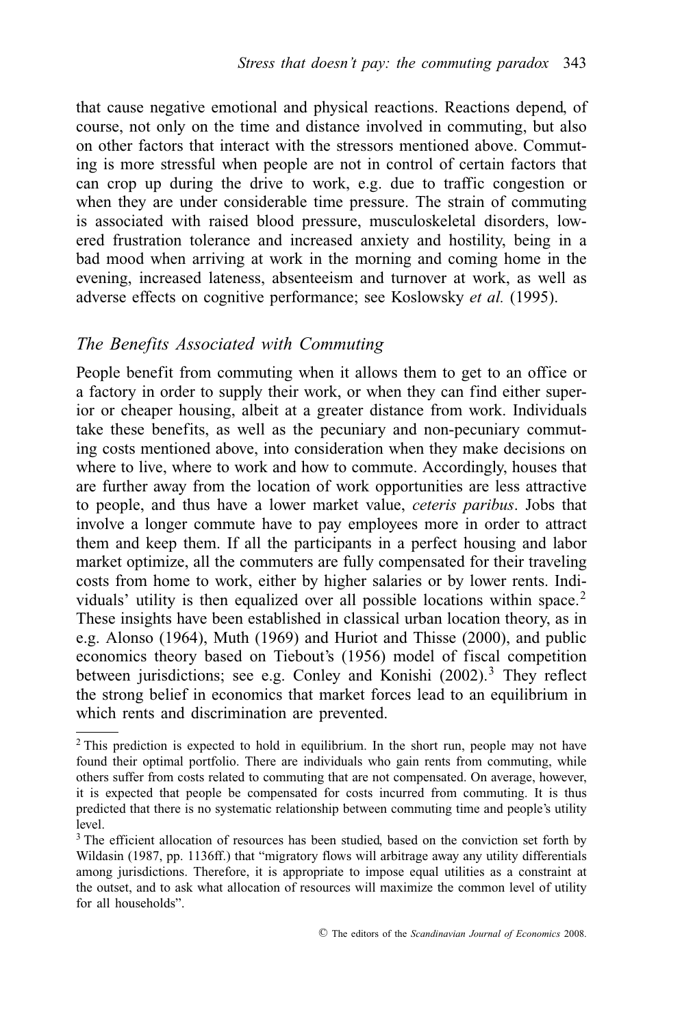that cause negative emotional and physical reactions. Reactions depend, of course, not only on the time and distance involved in commuting, but also on other factors that interact with the stressors mentioned above. Commuting is more stressful when people are not in control of certain factors that can crop up during the drive to work, e.g. due to traffic congestion or when they are under considerable time pressure. The strain of commuting is associated with raised blood pressure, musculoskeletal disorders, lowered frustration tolerance and increased anxiety and hostility, being in a bad mood when arriving at work in the morning and coming home in the evening, increased lateness, absenteeism and turnover at work, as well as adverse effects on cognitive performance; see Koslowsky *et al.* (1995).

### *The Benefits Associated with Commuting*

People benefit from commuting when it allows them to get to an office or a factory in order to supply their work, or when they can find either superior or cheaper housing, albeit at a greater distance from work. Individuals take these benefits, as well as the pecuniary and non-pecuniary commuting costs mentioned above, into consideration when they make decisions on where to live, where to work and how to commute. Accordingly, houses that are further away from the location of work opportunities are less attractive to people, and thus have a lower market value, *ceteris paribus*. Jobs that involve a longer commute have to pay employees more in order to attract them and keep them. If all the participants in a perfect housing and labor market optimize, all the commuters are fully compensated for their traveling costs from home to work, either by higher salaries or by lower rents. Individuals' utility is then equalized over all possible locations within space.[2] These insights have been established in classical urban location theory, as in e.g. Alonso (1964), Muth (1969) and Huriot and Thisse (2000), and public economics theory based on Tiebout's (1956) model of fiscal competition between jurisdictions; see e.g. Conley and Konishi (2002).[3] They reflect the strong belief in economics that market forces lead to an equilibrium in which rents and discrimination are prevented.

[2] This prediction is expected to hold in equilibrium. In the short run, people may not have found their optimal portfolio. There are individuals who gain rents from commuting, while others suffer from costs related to commuting that are not compensated. On average, however, it is expected that people be compensated for costs incurred from commuting. It is thus predicted that there is no systematic relationship between commuting time and people's utility level.

[3] The efficient allocation of resources has been studied, based on the conviction set forth by Wildasin (1987, pp. 1136ff.) that "migratory flows will arbitrage away any utility differentials among jurisdictions. Therefore, it is appropriate to impose equal utilities as a constraint at the outset, and to ask what allocation of resources will maximize the common level of utility for all households".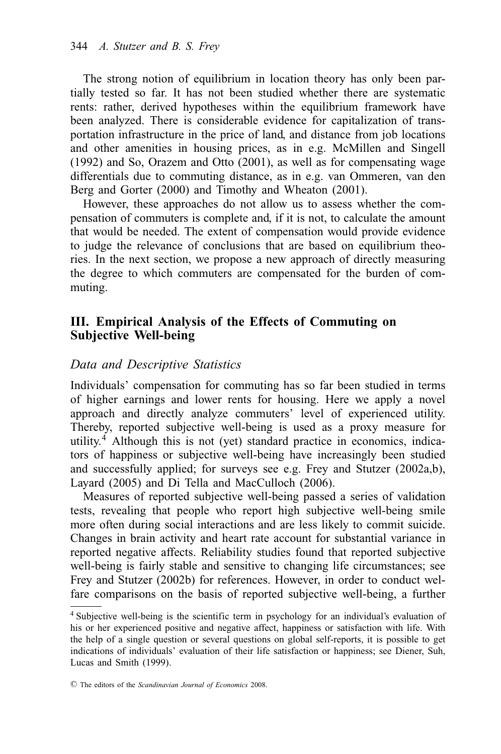The strong notion of equilibrium in location theory has only been partially tested so far. It has not been studied whether there are systematic rents: rather, derived hypotheses within the equilibrium framework have been analyzed. There is considerable evidence for capitalization of transportation infrastructure in the price of land, and distance from job locations and other amenities in housing prices, as in e.g. McMillen and Singell (1992) and So, Orazem and Otto (2001), as well as for compensating wage differentials due to commuting distance, as in e.g. van Ommeren, van den Berg and Gorter (2000) and Timothy and Wheaton (2001).

However, these approaches do not allow us to assess whether the compensation of commuters is complete and, if it is not, to calculate the amount that would be needed. The extent of compensation would provide evidence to judge the relevance of conclusions that are based on equilibrium theories. In the next section, we propose a new approach of directly measuring the degree to which commuters are compensated for the burden of commuting.

## III. Empirical Analysis of the Effects of Commuting on Subjective Well-being

### *Data and Descriptive Statistics*

Individuals' compensation for commuting has so far been studied in terms of higher earnings and lower rents for housing. Here we apply a novel approach and directly analyze commuters' level of experienced utility. Thereby, reported subjective well-being is used as a proxy measure for utility.[4] Although this is not (yet) standard practice in economics, indicators of happiness or subjective well-being have increasingly been studied and successfully applied; for surveys see e.g. Frey and Stutzer (2002a,b), Layard (2005) and Di Tella and MacCulloch (2006).

Measures of reported subjective well-being passed a series of validation tests, revealing that people who report high subjective well-being smile more often during social interactions and are less likely to commit suicide. Changes in brain activity and heart rate account for substantial variance in reported negative affects. Reliability studies found that reported subjective well-being is fairly stable and sensitive to changing life circumstances; see Frey and Stutzer (2002b) for references. However, in order to conduct welfare comparisons on the basis of reported subjective well-being, a further

[4] Subjective well-being is the scientific term in psychology for an individual's evaluation of his or her experienced positive and negative affect, happiness or satisfaction with life. With the help of a single question or several questions on global self-reports, it is possible to get indications of individuals' evaluation of their life satisfaction or happiness; see Diener, Suh, Lucas and Smith (1999).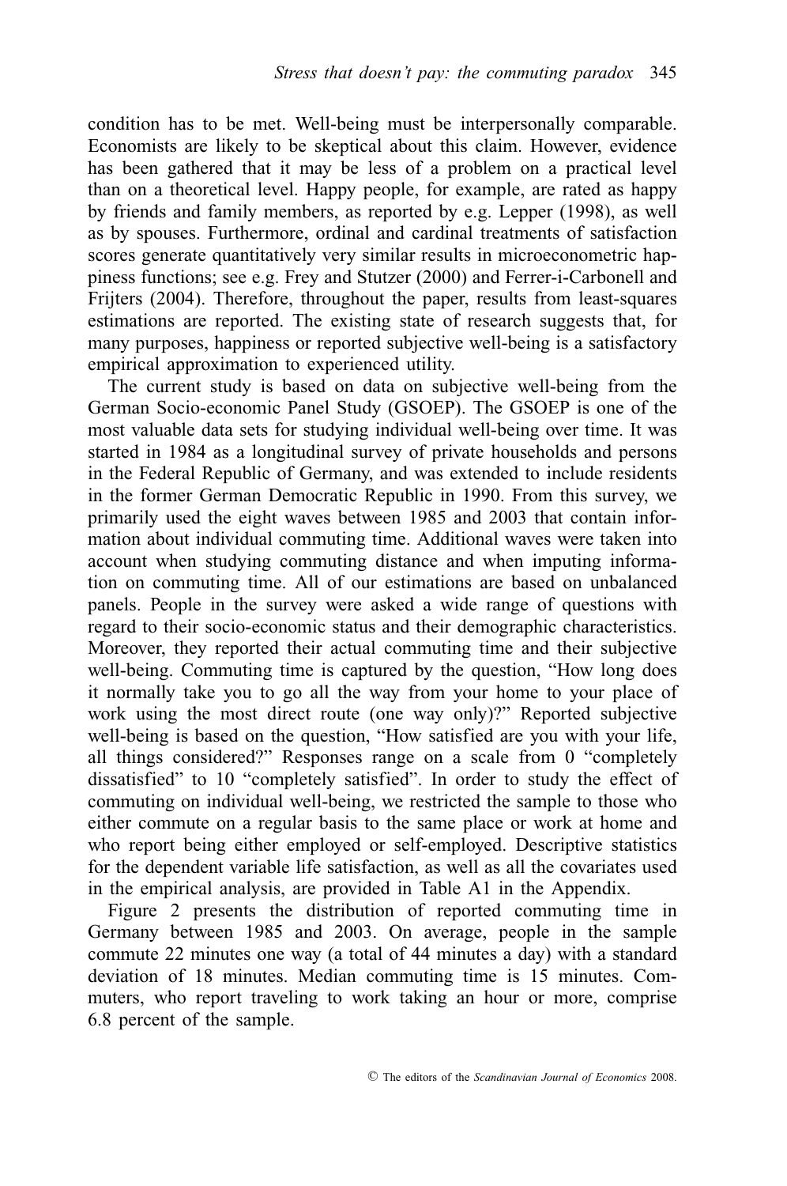condition has to be met. Well-being must be interpersonally comparable. Economists are likely to be skeptical about this claim. However, evidence has been gathered that it may be less of a problem on a practical level than on a theoretical level. Happy people, for example, are rated as happy by friends and family members, as reported by e.g. Lepper (1998), as well as by spouses. Furthermore, ordinal and cardinal treatments of satisfaction scores generate quantitatively very similar results in microeconometric happiness functions; see e.g. Frey and Stutzer (2000) and Ferrer-i-Carbonell and Frijters (2004). Therefore, throughout the paper, results from least-squares estimations are reported. The existing state of research suggests that, for many purposes, happiness or reported subjective well-being is a satisfactory empirical approximation to experienced utility.

The current study is based on data on subjective well-being from the German Socio-economic Panel Study (GSOEP). The GSOEP is one of the most valuable data sets for studying individual well-being over time. It was started in 1984 as a longitudinal survey of private households and persons in the Federal Republic of Germany, and was extended to include residents in the former German Democratic Republic in 1990. From this survey, we primarily used the eight waves between 1985 and 2003 that contain information about individual commuting time. Additional waves were taken into account when studying commuting distance and when imputing information on commuting time. All of our estimations are based on unbalanced panels. People in the survey were asked a wide range of questions with regard to their socio-economic status and their demographic characteristics. Moreover, they reported their actual commuting time and their subjective well-being. Commuting time is captured by the question, "How long does it normally take you to go all the way from your home to your place of work using the most direct route (one way only)?" Reported subjective well-being is based on the question, "How satisfied are you with your life, all things considered?" Responses range on a scale from 0 "completely dissatisfied" to 10 "completely satisfied". In order to study the effect of commuting on individual well-being, we restricted the sample to those who either commute on a regular basis to the same place or work at home and who report being either employed or self-employed. Descriptive statistics for the dependent variable life satisfaction, as well as all the covariates used in the empirical analysis, are provided in Table A1 in the Appendix.

Figure 2 presents the distribution of reported commuting time in Germany between 1985 and 2003. On average, people in the sample commute 22 minutes one way (a total of 44 minutes a day) with a standard deviation of 18 minutes. Median commuting time is 15 minutes. Commuters, who report traveling to work taking an hour or more, comprise 6.8 percent of the sample.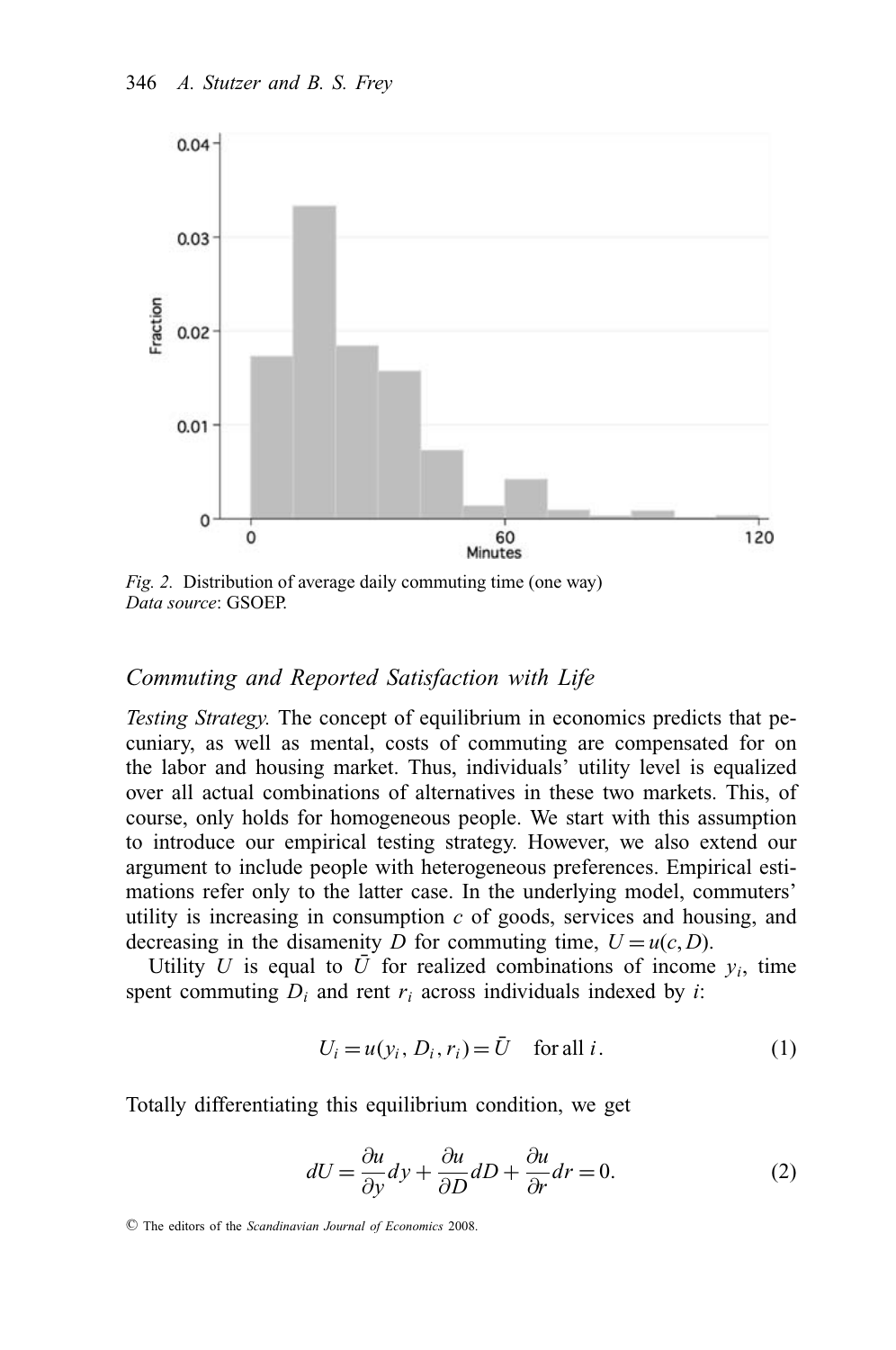*Fig. 2.* Distribution of average daily commuting time (one way)
*Data source*: GSOEP.

### *Commuting and Reported Satisfaction with Life*

*Testing Strategy.* The concept of equilibrium in economics predicts that pecuniary, as well as mental, costs of commuting are compensated for on the labor and housing market. Thus, individuals' utility level is equalized over all actual combinations of alternatives in these two markets. This, of course, only holds for homogeneous people. We start with this assumption to introduce our empirical testing strategy. However, we also extend our argument to include people with heterogeneous preferences. Empirical estimations refer only to the latter case. In the underlying model, commuters' utility is increasing in consumption $c$ of goods, services and housing, and decreasing in the disamenity $D$ for commuting time, $U = u(c, D)$.

Utility $U$ is equal to $\bar{U}$ for realized combinations of income $y_i$, time spent commuting $D_i$ and rent $r_i$ across individuals indexed by $i$:

$$U_i = u(y_i, D_i, r_i) = \bar{U} \quad \text{for all } i. \tag{1}$$

Totally differentiating this equilibrium condition, we get

$$dU = \frac{\partial u}{\partial y}dy + \frac{\partial u}{\partial D}dD + \frac{\partial u}{\partial r}dr = 0. \tag{2}$$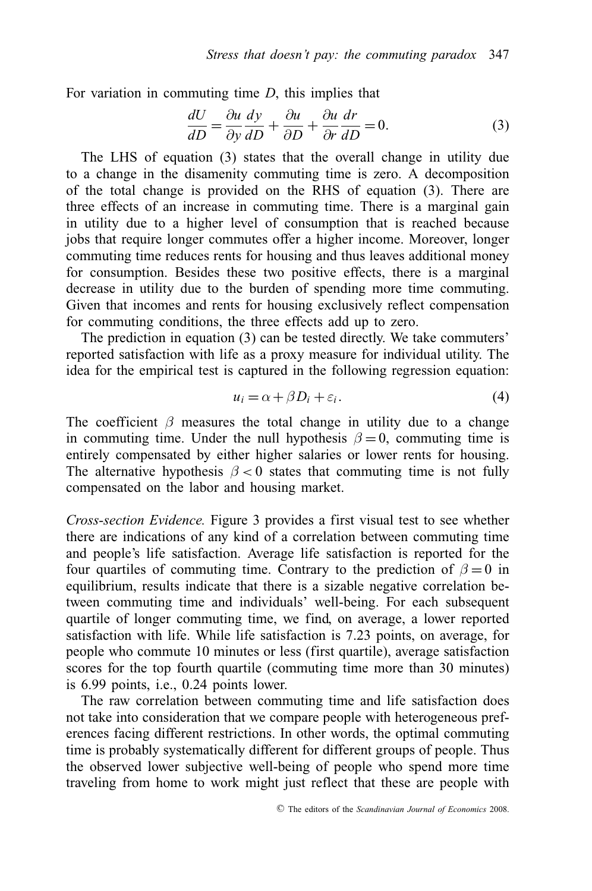For variation in commuting time $D$, this implies that

$$\frac{dU}{dD} = \frac{\partial u}{\partial y}\frac{dy}{dD} + \frac{\partial u}{\partial D} + \frac{\partial u}{\partial r}\frac{dr}{dD} = 0. \tag{3}$$

The LHS of equation (3) states that the overall change in utility due to a change in the disamenity commuting time is zero. A decomposition of the total change is provided on the RHS of equation (3). There are three effects of an increase in commuting time. There is a marginal gain in utility due to a higher level of consumption that is reached because jobs that require longer commutes offer a higher income. Moreover, longer commuting time reduces rents for housing and thus leaves additional money for consumption. Besides these two positive effects, there is a marginal decrease in utility due to the burden of spending more time commuting. Given that incomes and rents for housing exclusively reflect compensation for commuting conditions, the three effects add up to zero.

The prediction in equation (3) can be tested directly. We take commuters' reported satisfaction with life as a proxy measure for individual utility. The idea for the empirical test is captured in the following regression equation:

$$u_i = \alpha + \beta D_i + \varepsilon_i. \tag{4}$$

The coefficient $\beta$ measures the total change in utility due to a change in commuting time. Under the null hypothesis $\beta = 0$, commuting time is entirely compensated by either higher salaries or lower rents for housing. The alternative hypothesis $\beta < 0$ states that commuting time is not fully compensated on the labor and housing market.

*Cross-section Evidence.* Figure 3 provides a first visual test to see whether there are indications of any kind of a correlation between commuting time and people's life satisfaction. Average life satisfaction is reported for the four quartiles of commuting time. Contrary to the prediction of $\beta = 0$ in equilibrium, results indicate that there is a sizable negative correlation between commuting time and individuals' well-being. For each subsequent quartile of longer commuting time, we find, on average, a lower reported satisfaction with life. While life satisfaction is 7.23 points, on average, for people who commute 10 minutes or less (first quartile), average satisfaction scores for the top fourth quartile (commuting time more than 30 minutes) is 6.99 points, i.e., 0.24 points lower.

The raw correlation between commuting time and life satisfaction does not take into consideration that we compare people with heterogeneous preferences facing different restrictions. In other words, the optimal commuting time is probably systematically different for different groups of people. Thus the observed lower subjective well-being of people who spend more time traveling from home to work might just reflect that these are people with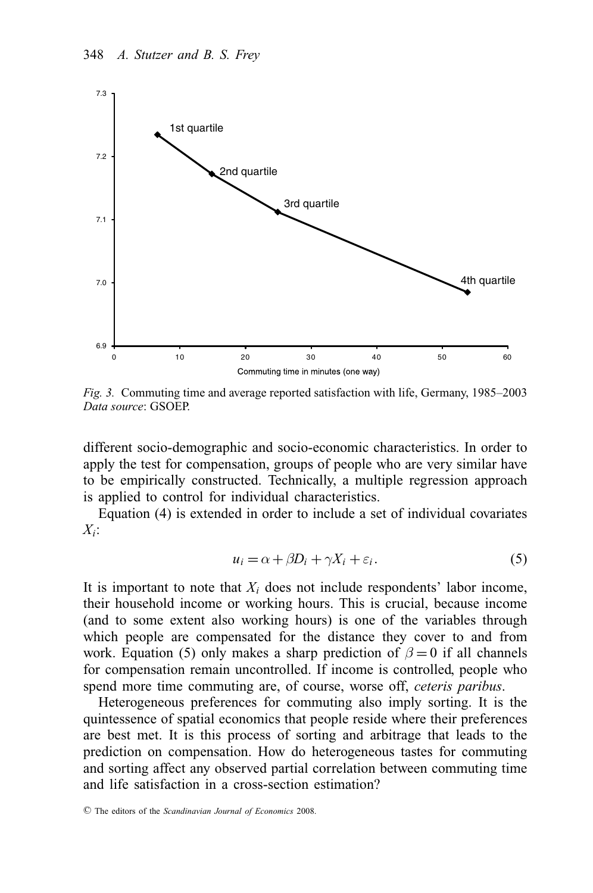*Fig. 3.* Commuting time and average reported satisfaction with life, Germany, 1985–2003
*Data source*: GSOEP.

different socio-demographic and socio-economic characteristics. In order to apply the test for compensation, groups of people who are very similar have to be empirically constructed. Technically, a multiple regression approach is applied to control for individual characteristics.

Equation (4) is extended in order to include a set of individual covariates $X_i$:

$$u_i = \alpha + \beta D_i + \gamma X_i + \varepsilon_i. \tag{5}$$

It is important to note that $X_i$ does not include respondents' labor income, their household income or working hours. This is crucial, because income (and to some extent also working hours) is one of the variables through which people are compensated for the distance they cover to and from work. Equation (5) only makes a sharp prediction of $\beta = 0$ if all channels for compensation remain uncontrolled. If income is controlled, people who spend more time commuting are, of course, worse off, *ceteris paribus*.

Heterogeneous preferences for commuting also imply sorting. It is the quintessence of spatial economics that people reside where their preferences are best met. It is this process of sorting and arbitrage that leads to the prediction on compensation. How do heterogeneous tastes for commuting and sorting affect any observed partial correlation between commuting time and life satisfaction in a cross-section estimation?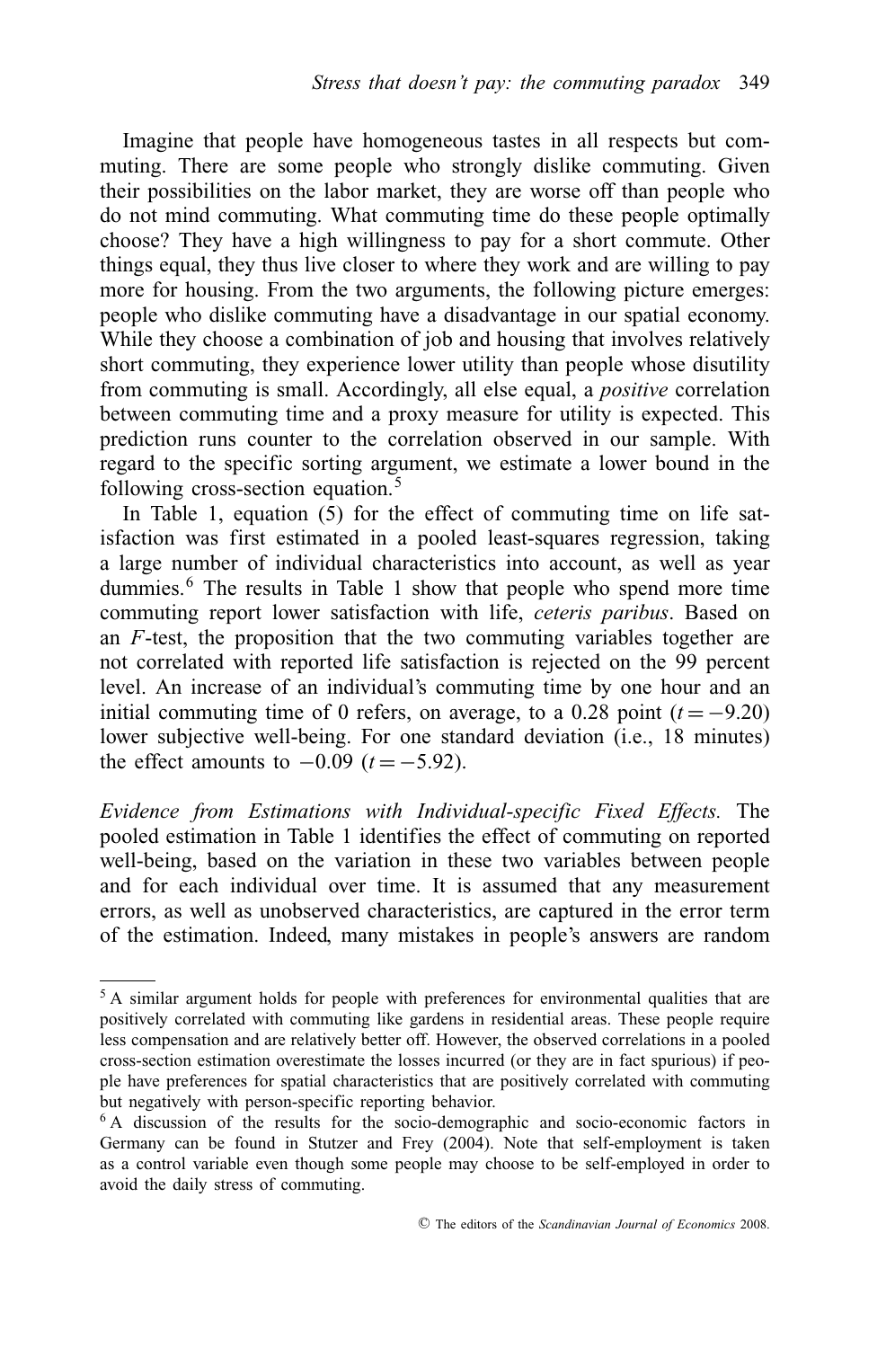Imagine that people have homogeneous tastes in all respects but commuting. There are some people who strongly dislike commuting. Given their possibilities on the labor market, they are worse off than people who do not mind commuting. What commuting time do these people optimally choose? They have a high willingness to pay for a short commute. Other things equal, they thus live closer to where they work and are willing to pay more for housing. From the two arguments, the following picture emerges: people who dislike commuting have a disadvantage in our spatial economy. While they choose a combination of job and housing that involves relatively short commuting, they experience lower utility than people whose disutility from commuting is small. Accordingly, all else equal, a *positive* correlation between commuting time and a proxy measure for utility is expected. This prediction runs counter to the correlation observed in our sample. With regard to the specific sorting argument, we estimate a lower bound in the following cross-section equation.[5]

In Table 1, equation (5) for the effect of commuting time on life satisfaction was first estimated in a pooled least-squares regression, taking a large number of individual characteristics into account, as well as year dummies.[6] The results in Table 1 show that people who spend more time commuting report lower satisfaction with life, *ceteris paribus*. Based on an $F$-test, the proposition that the two commuting variables together are not correlated with reported life satisfaction is rejected on the 99 percent level. An increase of an individual's commuting time by one hour and an initial commuting time of 0 refers, on average, to a 0.28 point ($t = -9.20$) lower subjective well-being. For one standard deviation (i.e., 18 minutes) the effect amounts to $-0.09$ ($t = -5.92$).

*Evidence from Estimations with Individual-specific Fixed Effects.* The pooled estimation in Table 1 identifies the effect of commuting on reported well-being, based on the variation in these two variables between people and for each individual over time. It is assumed that any measurement errors, as well as unobserved characteristics, are captured in the error term of the estimation. Indeed, many mistakes in people's answers are random

[5] A similar argument holds for people with preferences for environmental qualities that are positively correlated with commuting like gardens in residential areas. These people require less compensation and are relatively better off. However, the observed correlations in a pooled cross-section estimation overestimate the losses incurred (or they are in fact spurious) if people have preferences for spatial characteristics that are positively correlated with commuting but negatively with person-specific reporting behavior.

[6] A discussion of the results for the socio-demographic and socio-economic factors in Germany can be found in Stutzer and Frey (2004). Note that self-employment is taken as a control variable even though some people may choose to be self-employed in order to avoid the daily stress of commuting.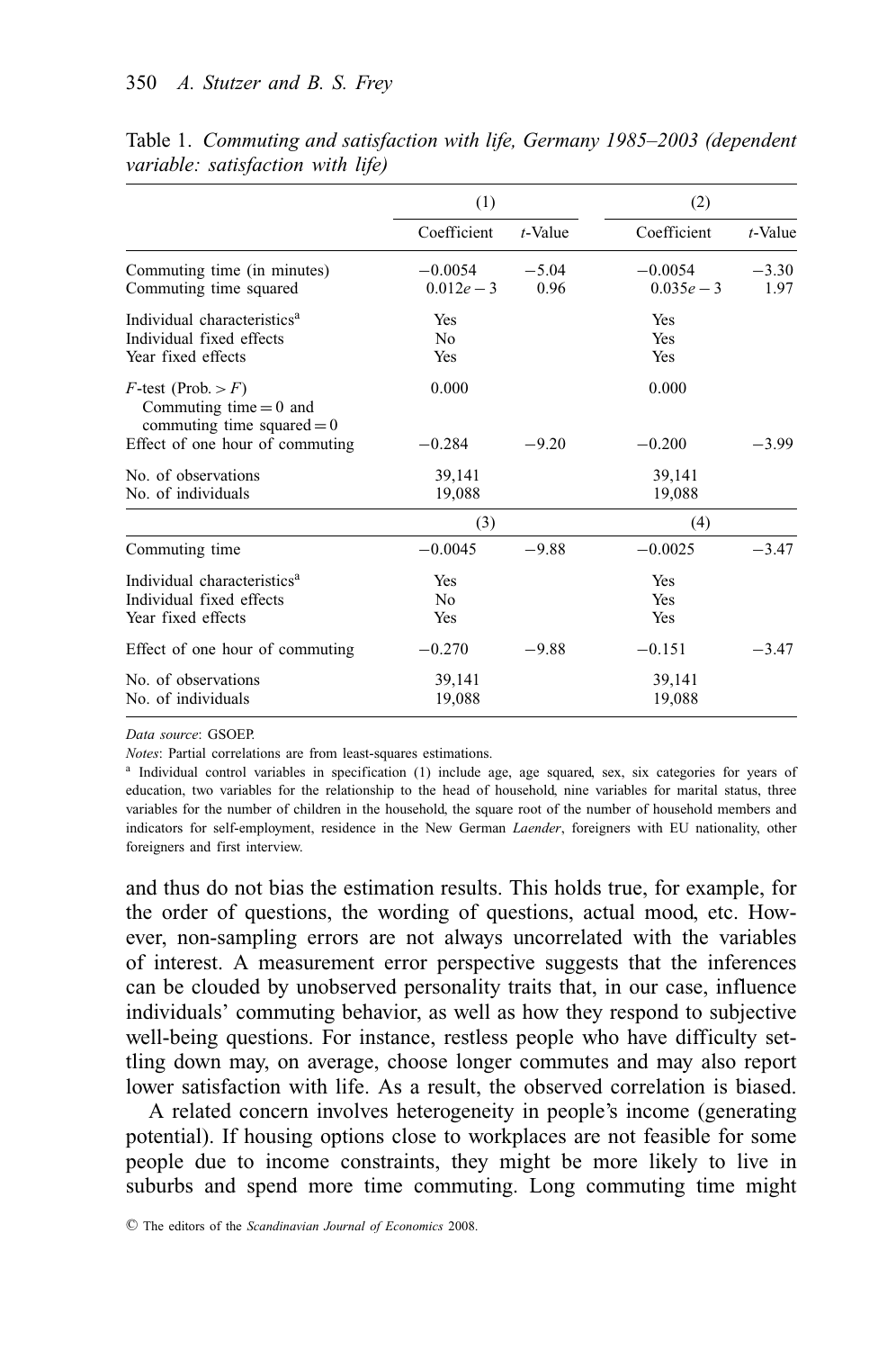Table 1. *Commuting and satisfaction with life, Germany 1985–2003 (dependent variable: satisfaction with life)*

| | (1) | | (2) | |
|---|---|---|---|---|
| | Coefficient | *t*-Value | Coefficient | *t*-Value |
| Commuting time (in minutes) | −0.0054 | −5.04 | −0.0054 | −3.30 |
| Commuting time squared | 0.012*e* − 3 | 0.96 | 0.035*e* − 3 | 1.97 |
| Individual characteristics[a] | Yes | | Yes | |
| Individual fixed effects | No | | Yes | |
| Year fixed effects | Yes | | Yes | |
| *F*-test (Prob. > *F*) Commuting time = 0 and commuting time squared = 0 | 0.000 | | 0.000 | |
| Effect of one hour of commuting | −0.284 | −9.20 | −0.200 | −3.99 |
| No. of observations | 39,141 | | 39,141 | |
| No. of individuals | 19,088 | | 19,088 | |
| | (3) | | (4) | |
| Commuting time | −0.0045 | −9.88 | −0.0025 | −3.47 |
| Individual characteristics[a] | Yes | | Yes | |
| Individual fixed effects | No | | Yes | |
| Year fixed effects | Yes | | Yes | |
| Effect of one hour of commuting | −0.270 | −9.88 | −0.151 | −3.47 |
| No. of observations | 39,141 | | 39,141 | |
| No. of individuals | 19,088 | | 19,088 | |

*Data source*: GSOEP.

*Notes*: Partial correlations are from least-squares estimations.

[a] Individual control variables in specification (1) include age, age squared, sex, six categories for years of education, two variables for the relationship to the head of household, nine variables for marital status, three variables for the number of children in the household, the square root of the number of household members and indicators for self-employment, residence in the New German *Laender*, foreigners with EU nationality, other foreigners and first interview.

and thus do not bias the estimation results. This holds true, for example, for the order of questions, the wording of questions, actual mood, etc. However, non-sampling errors are not always uncorrelated with the variables of interest. A measurement error perspective suggests that the inferences can be clouded by unobserved personality traits that, in our case, influence individuals' commuting behavior, as well as how they respond to subjective well-being questions. For instance, restless people who have difficulty settling down may, on average, choose longer commutes and may also report lower satisfaction with life. As a result, the observed correlation is biased.

A related concern involves heterogeneity in people's income (generating potential). If housing options close to workplaces are not feasible for some people due to income constraints, they might be more likely to live in suburbs and spend more time commuting. Long commuting time might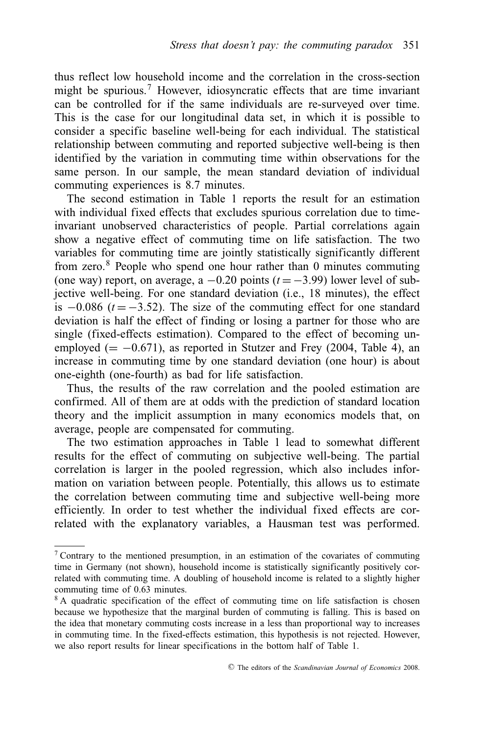thus reflect low household income and the correlation in the cross-section might be spurious.[7] However, idiosyncratic effects that are time invariant can be controlled for if the same individuals are re-surveyed over time. This is the case for our longitudinal data set, in which it is possible to consider a specific baseline well-being for each individual. The statistical relationship between commuting and reported subjective well-being is then identified by the variation in commuting time within observations for the same person. In our sample, the mean standard deviation of individual commuting experiences is 8.7 minutes.

The second estimation in Table 1 reports the result for an estimation with individual fixed effects that excludes spurious correlation due to time-invariant unobserved characteristics of people. Partial correlations again show a negative effect of commuting time on life satisfaction. The two variables for commuting time are jointly statistically significantly different from zero.[8] People who spend one hour rather than 0 minutes commuting (one way) report, on average, a $-0.20$ points ($t = -3.99$) lower level of subjective well-being. For one standard deviation (i.e., 18 minutes), the effect is $-0.086$ ($t = -3.52$). The size of the commuting effect for one standard deviation is half the effect of finding or losing a partner for those who are single (fixed-effects estimation). Compared to the effect of becoming unemployed ($= -0.671$), as reported in Stutzer and Frey (2004, Table 4), an increase in commuting time by one standard deviation (one hour) is about one-eighth (one-fourth) as bad for life satisfaction.

Thus, the results of the raw correlation and the pooled estimation are confirmed. All of them are at odds with the prediction of standard location theory and the implicit assumption in many economics models that, on average, people are compensated for commuting.

The two estimation approaches in Table 1 lead to somewhat different results for the effect of commuting on subjective well-being. The partial correlation is larger in the pooled regression, which also includes information on variation between people. Potentially, this allows us to estimate the correlation between commuting time and subjective well-being more efficiently. In order to test whether the individual fixed effects are correlated with the explanatory variables, a Hausman test was performed.

---

[7] Contrary to the mentioned presumption, in an estimation of the covariates of commuting time in Germany (not shown), household income is statistically significantly positively correlated with commuting time. A doubling of household income is related to a slightly higher commuting time of 0.63 minutes.

[8] A quadratic specification of the effect of commuting time on life satisfaction is chosen because we hypothesize that the marginal burden of commuting is falling. This is based on the idea that monetary commuting costs increase in a less than proportional way to increases in commuting time. In the fixed-effects estimation, this hypothesis is not rejected. However, we also report results for linear specifications in the bottom half of Table 1.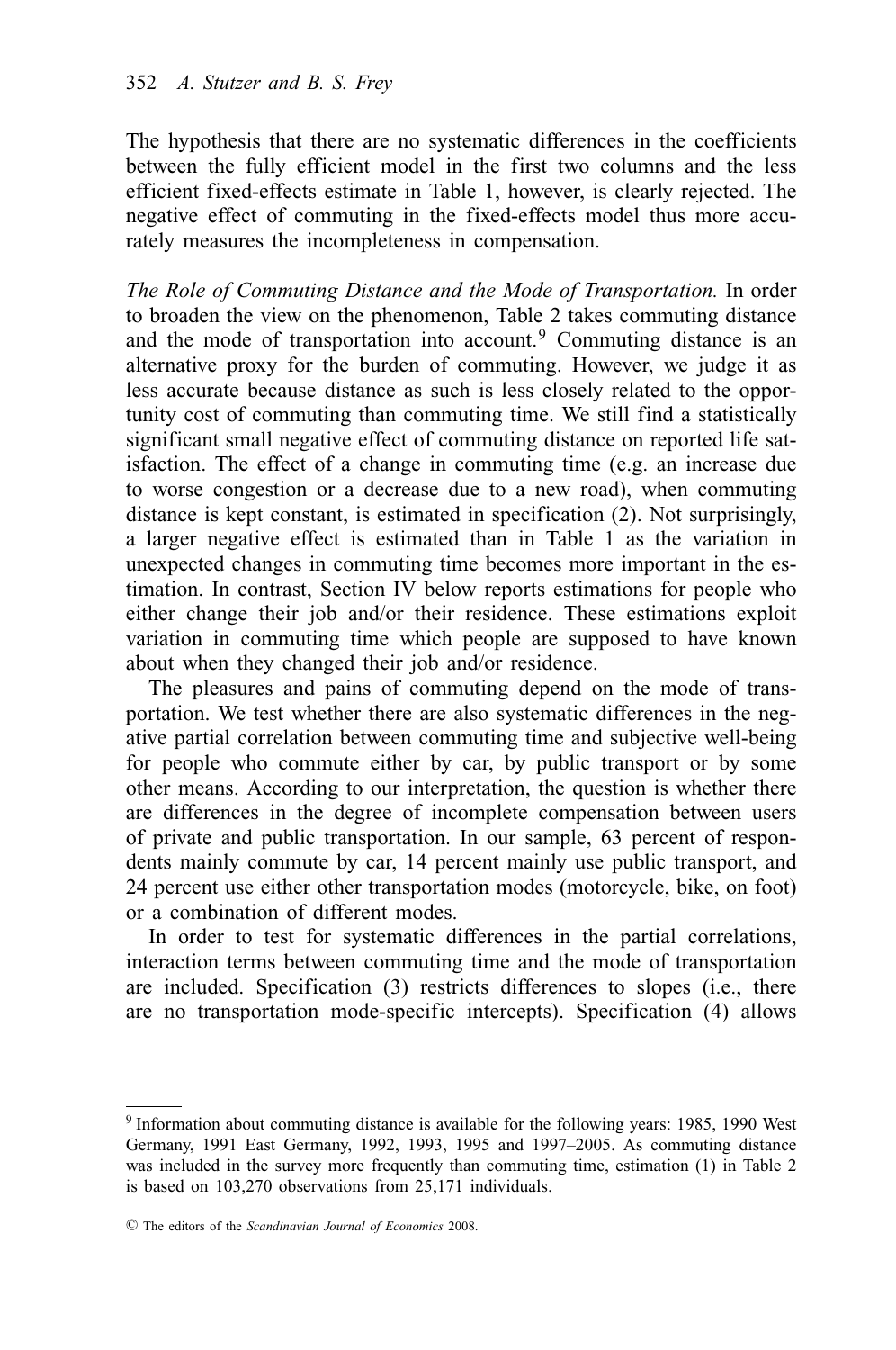The hypothesis that there are no systematic differences in the coefficients between the fully efficient model in the first two columns and the less efficient fixed-effects estimate in Table 1, however, is clearly rejected. The negative effect of commuting in the fixed-effects model thus more accurately measures the incompleteness in compensation.

*The Role of Commuting Distance and the Mode of Transportation.* In order to broaden the view on the phenomenon, Table 2 takes commuting distance and the mode of transportation into account.[9] Commuting distance is an alternative proxy for the burden of commuting. However, we judge it as less accurate because distance as such is less closely related to the opportunity cost of commuting than commuting time. We still find a statistically significant small negative effect of commuting distance on reported life satisfaction. The effect of a change in commuting time (e.g. an increase due to worse congestion or a decrease due to a new road), when commuting distance is kept constant, is estimated in specification (2). Not surprisingly, a larger negative effect is estimated than in Table 1 as the variation in unexpected changes in commuting time becomes more important in the estimation. In contrast, Section IV below reports estimations for people who either change their job and/or their residence. These estimations exploit variation in commuting time which people are supposed to have known about when they changed their job and/or residence.

The pleasures and pains of commuting depend on the mode of transportation. We test whether there are also systematic differences in the negative partial correlation between commuting time and subjective well-being for people who commute either by car, by public transport or by some other means. According to our interpretation, the question is whether there are differences in the degree of incomplete compensation between users of private and public transportation. In our sample, 63 percent of respondents mainly commute by car, 14 percent mainly use public transport, and 24 percent use either other transportation modes (motorcycle, bike, on foot) or a combination of different modes.

In order to test for systematic differences in the partial correlations, interaction terms between commuting time and the mode of transportation are included. Specification (3) restricts differences to slopes (i.e., there are no transportation mode-specific intercepts). Specification (4) allows

[9] Information about commuting distance is available for the following years: 1985, 1990 West Germany, 1991 East Germany, 1992, 1993, 1995 and 1997–2005. As commuting distance was included in the survey more frequently than commuting time, estimation (1) in Table 2 is based on 103,270 observations from 25,171 individuals.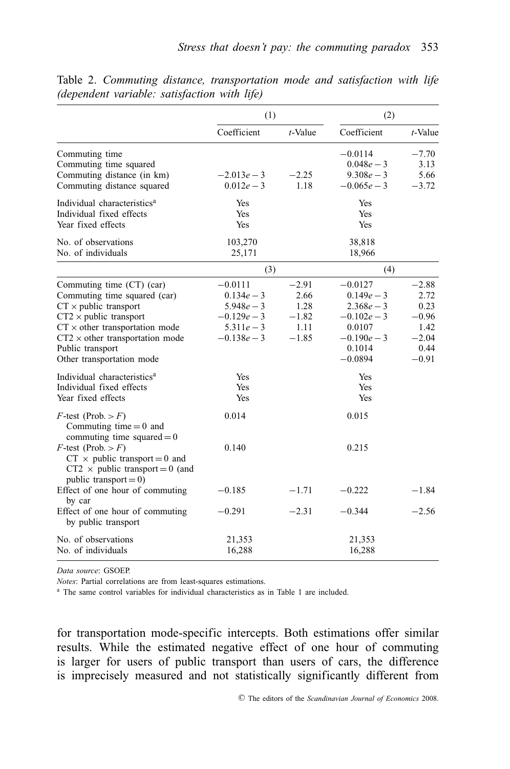Table 2. *Commuting distance, transportation mode and satisfaction with life (dependent variable: satisfaction with life)*

| | (1) | | (2) | |
|---|---|---|---|---|
| | Coefficient | *t*-Value | Coefficient | *t*-Value |
| Commuting time | | | −0.0114 | −7.70 |
| Commuting time squared | | | 0.048*e* − 3 | 3.13 |
| Commuting distance (in km) | −2.013*e* − 3 | −2.25 | 9.308*e* − 3 | 5.66 |
| Commuting distance squared | 0.012*e* − 3 | 1.18 | −0.065*e* − 3 | −3.72 |
| Individual characteristics[a] | Yes | | Yes | |
| Individual fixed effects | Yes | | Yes | |
| Year fixed effects | Yes | | Yes | |
| No. of observations | 103,270 | | 38,818 | |
| No. of individuals | 25,171 | | 18,966 | |
| | (3) | | (4) | |
| Commuting time (CT) (car) | −0.0111 | −2.91 | −0.0127 | −2.88 |
| Commuting time squared (car) | 0.134*e* − 3 | 2.66 | 0.149*e* − 3 | 2.72 |
| CT × public transport | 5.948*e* − 3 | 1.28 | 2.368*e* − 3 | 0.23 |
| CT2 × public transport | −0.129*e* − 3 | −1.82 | −0.102*e* − 3 | −0.96 |
| CT × other transportation mode | 5.311*e* − 3 | 1.11 | 0.0107 | 1.42 |
| CT2 × other transportation mode | −0.138*e* − 3 | −1.85 | −0.190*e* − 3 | −2.04 |
| Public transport | | | 0.1014 | 0.44 |
| Other transportation mode | | | −0.0894 | −0.91 |
| Individual characteristics[a] | Yes | | Yes | |
| Individual fixed effects | Yes | | Yes | |
| Year fixed effects | Yes | | Yes | |
| *F*-test (Prob. > *F*) Commuting time = 0 and commuting time squared = 0 | 0.014 | | 0.015 | |
| *F*-test (Prob. > *F*) CT × public transport = 0 and CT2 × public transport = 0 (and public transport = 0) | 0.140 | | 0.215 | |
| Effect of one hour of commuting by car | −0.185 | −1.71 | −0.222 | −1.84 |
| Effect of one hour of commuting by public transport | −0.291 | −2.31 | −0.344 | −2.56 |
| No. of observations | 21,353 | | 21,353 | |
| No. of individuals | 16,288 | | 16,288 | |

*Data source*: GSOEP.

*Notes*: Partial correlations are from least-squares estimations.

[a] The same control variables for individual characteristics as in Table 1 are included.

for transportation mode-specific intercepts. Both estimations offer similar results. While the estimated negative effect of one hour of commuting is larger for users of public transport than users of cars, the difference is imprecisely measured and not statistically significantly different from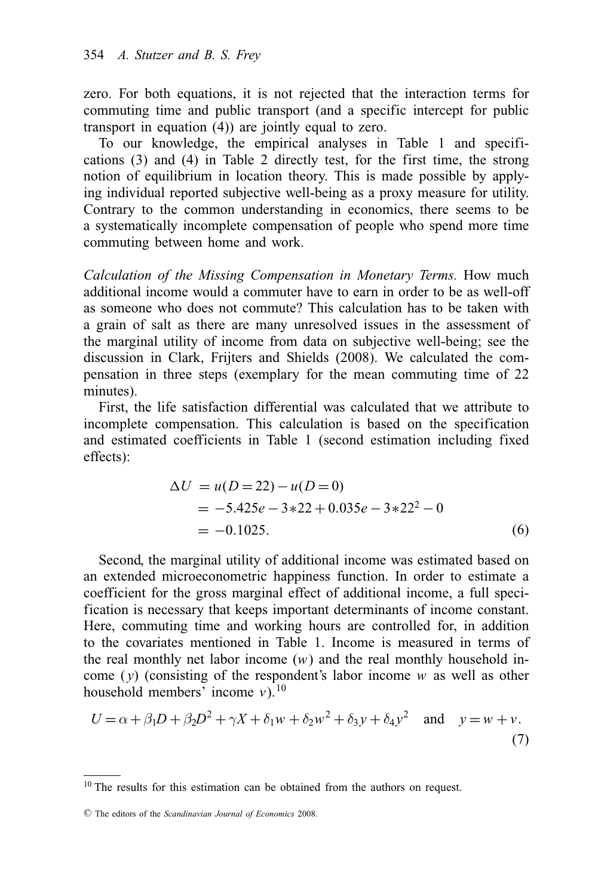zero. For both equations, it is not rejected that the interaction terms for commuting time and public transport (and a specific intercept for public transport in equation (4)) are jointly equal to zero.

To our knowledge, the empirical analyses in Table 1 and specifications (3) and (4) in Table 2 directly test, for the first time, the strong notion of equilibrium in location theory. This is made possible by applying individual reported subjective well-being as a proxy measure for utility. Contrary to the common understanding in economics, there seems to be a systematically incomplete compensation of people who spend more time commuting between home and work.

*Calculation of the Missing Compensation in Monetary Terms.* How much additional income would a commuter have to earn in order to be as well-off as someone who does not commute? This calculation has to be taken with a grain of salt as there are many unresolved issues in the assessment of the marginal utility of income from data on subjective well-being; see the discussion in Clark, Frijters and Shields (2008). We calculated the compensation in three steps (exemplary for the mean commuting time of 22 minutes).

First, the life satisfaction differential was calculated that we attribute to incomplete compensation. This calculation is based on the specification and estimated coefficients in Table 1 (second estimation including fixed effects):

$$\begin{aligned} \Delta U &= u(D=22) - u(D=0) \\ &= -5.425e-3*22 + 0.035e-3*22^2 - 0 \\ &= -0.1025. \end{aligned} \tag{6}$$

Second, the marginal utility of additional income was estimated based on an extended microeconometric happiness function. In order to estimate a coefficient for the gross marginal effect of additional income, a full specification is necessary that keeps important determinants of income constant. Here, commuting time and working hours are controlled for, in addition to the covariates mentioned in Table 1. Income is measured in terms of the real monthly net labor income ($w$) and the real monthly household income ($y$) (consisting of the respondent's labor income $w$ as well as other household members' income $v$).[10]

$$U = \alpha + \beta_1 D + \beta_2 D^2 + \gamma X + \delta_1 w + \delta_2 w^2 + \delta_3 y + \delta_4 y^2 \quad \text{and} \quad y = w + v. \tag{7}$$

[10] The results for this estimation can be obtained from the authors on request.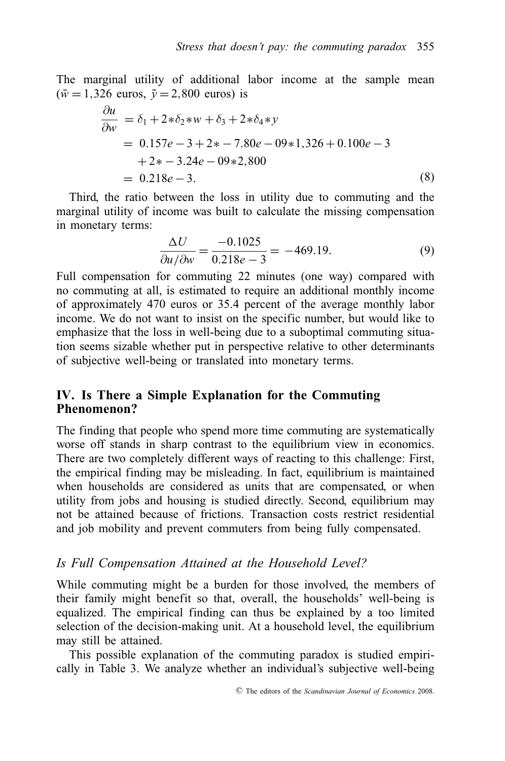The marginal utility of additional labor income at the sample mean ($\bar{w} = 1{,}326$ euros, $\bar{y} = 2{,}800$ euros) is

$$
\begin{aligned}
\frac{\partial u}{\partial w} &= \delta_1 + 2*\delta_2*w + \delta_3 + 2*\delta_4*y \\
&= 0.157e-3 + 2* - 7.80e-09*1{,}326 + 0.100e-3 \\
&\quad + 2* - 3.24e-09*2{,}800 \\
&= 0.218e-3. \qquad (8)
\end{aligned}
$$

Third, the ratio between the loss in utility due to commuting and the marginal utility of income was built to calculate the missing compensation in monetary terms:

$$
\frac{\Delta U}{\partial u/\partial w} = \frac{-0.1025}{0.218e-3} = -469.19. \qquad (9)
$$

Full compensation for commuting 22 minutes (one way) compared with no commuting at all, is estimated to require an additional monthly income of approximately 470 euros or 35.4 percent of the average monthly labor income. We do not want to insist on the specific number, but would like to emphasize that the loss in well-being due to a suboptimal commuting situation seems sizable whether put in perspective relative to other determinants of subjective well-being or translated into monetary terms.

## IV. Is There a Simple Explanation for the Commuting Phenomenon?

The finding that people who spend more time commuting are systematically worse off stands in sharp contrast to the equilibrium view in economics. There are two completely different ways of reacting to this challenge: First, the empirical finding may be misleading. In fact, equilibrium is maintained when households are considered as units that are compensated, or when utility from jobs and housing is studied directly. Second, equilibrium may not be attained because of frictions. Transaction costs restrict residential and job mobility and prevent commuters from being fully compensated.

### *Is Full Compensation Attained at the Household Level?*

While commuting might be a burden for those involved, the members of their family might benefit so that, overall, the households' well-being is equalized. The empirical finding can thus be explained by a too limited selection of the decision-making unit. At a household level, the equilibrium may still be attained.

This possible explanation of the commuting paradox is studied empirically in Table 3. We analyze whether an individual's subjective well-being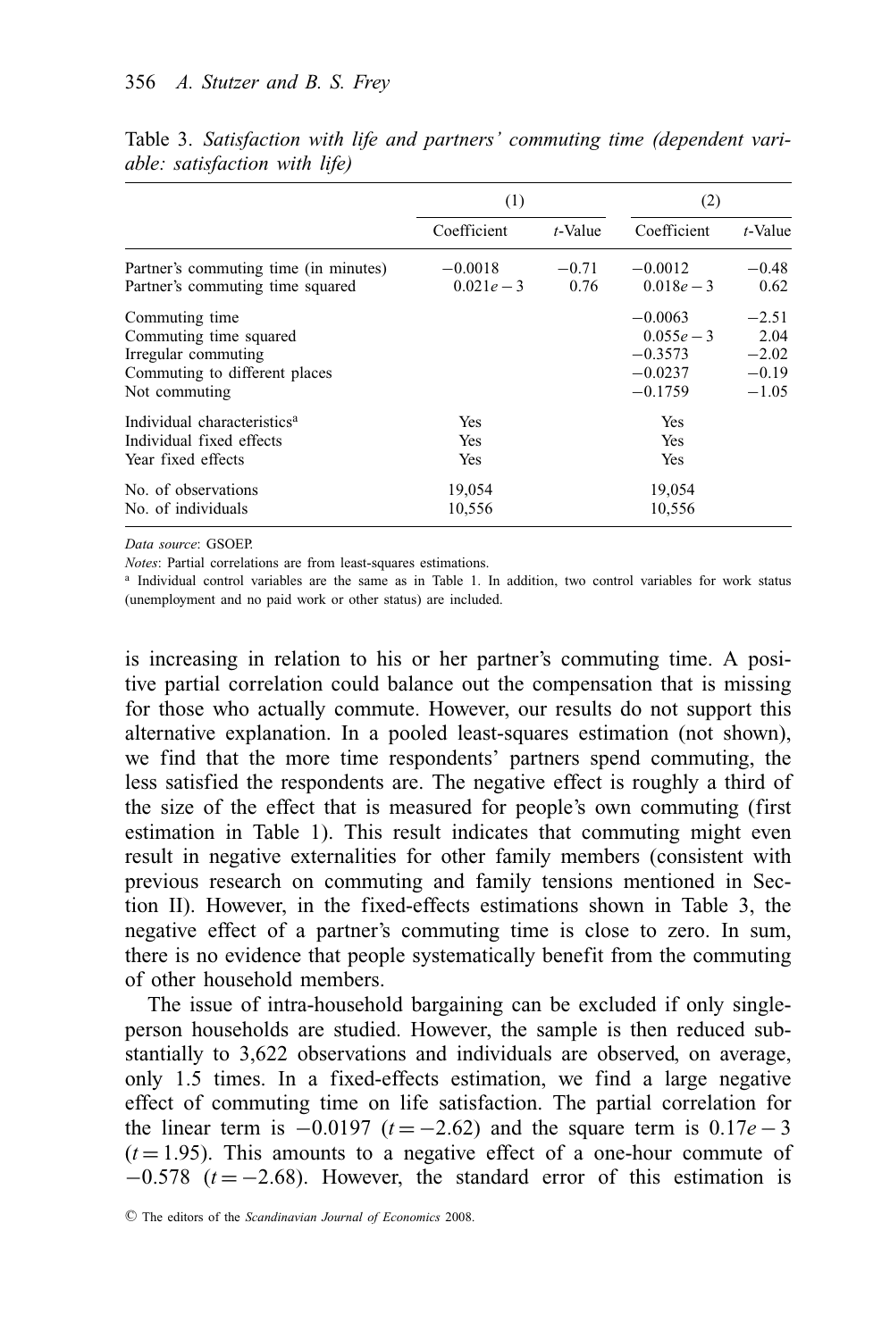Table 3. *Satisfaction with life and partners' commuting time (dependent variable: satisfaction with life)*

| | (1) | | (2) | |
|---|---|---|---|---|
| | Coefficient | *t*-Value | Coefficient | *t*-Value |
| Partner's commuting time (in minutes) | −0.0018 | −0.71 | −0.0012 | −0.48 |
| Partner's commuting time squared | $0.021e-3$ | 0.76 | $0.018e-3$ | 0.62 |
| Commuting time | | | −0.0063 | −2.51 |
| Commuting time squared | | | $0.055e-3$ | 2.04 |
| Irregular commuting | | | −0.3573 | −2.02 |
| Commuting to different places | | | −0.0237 | −0.19 |
| Not commuting | | | −0.1759 | −1.05 |
| Individual characteristics[a] | Yes | | Yes | |
| Individual fixed effects | Yes | | Yes | |
| Year fixed effects | Yes | | Yes | |
| No. of observations | 19,054 | | 19,054 | |
| No. of individuals | 10,556 | | 10,556 | |

*Data source*: GSOEP.

*Notes*: Partial correlations are from least-squares estimations.

[a] Individual control variables are the same as in Table 1. In addition, two control variables for work status (unemployment and no paid work or other status) are included.

is increasing in relation to his or her partner's commuting time. A positive partial correlation could balance out the compensation that is missing for those who actually commute. However, our results do not support this alternative explanation. In a pooled least-squares estimation (not shown), we find that the more time respondents' partners spend commuting, the less satisfied the respondents are. The negative effect is roughly a third of the size of the effect that is measured for people's own commuting (first estimation in Table 1). This result indicates that commuting might even result in negative externalities for other family members (consistent with previous research on commuting and family tensions mentioned in Section II). However, in the fixed-effects estimations shown in Table 3, the negative effect of a partner's commuting time is close to zero. In sum, there is no evidence that people systematically benefit from the commuting of other household members.

The issue of intra-household bargaining can be excluded if only single-person households are studied. However, the sample is then reduced substantially to 3,622 observations and individuals are observed, on average, only 1.5 times. In a fixed-effects estimation, we find a large negative effect of commuting time on life satisfaction. The partial correlation for the linear term is $-0.0197$ ($t=-2.62$) and the square term is $0.17e-3$ ($t=1.95$). This amounts to a negative effect of a one-hour commute of $-0.578$ ($t=-2.68$). However, the standard error of this estimation is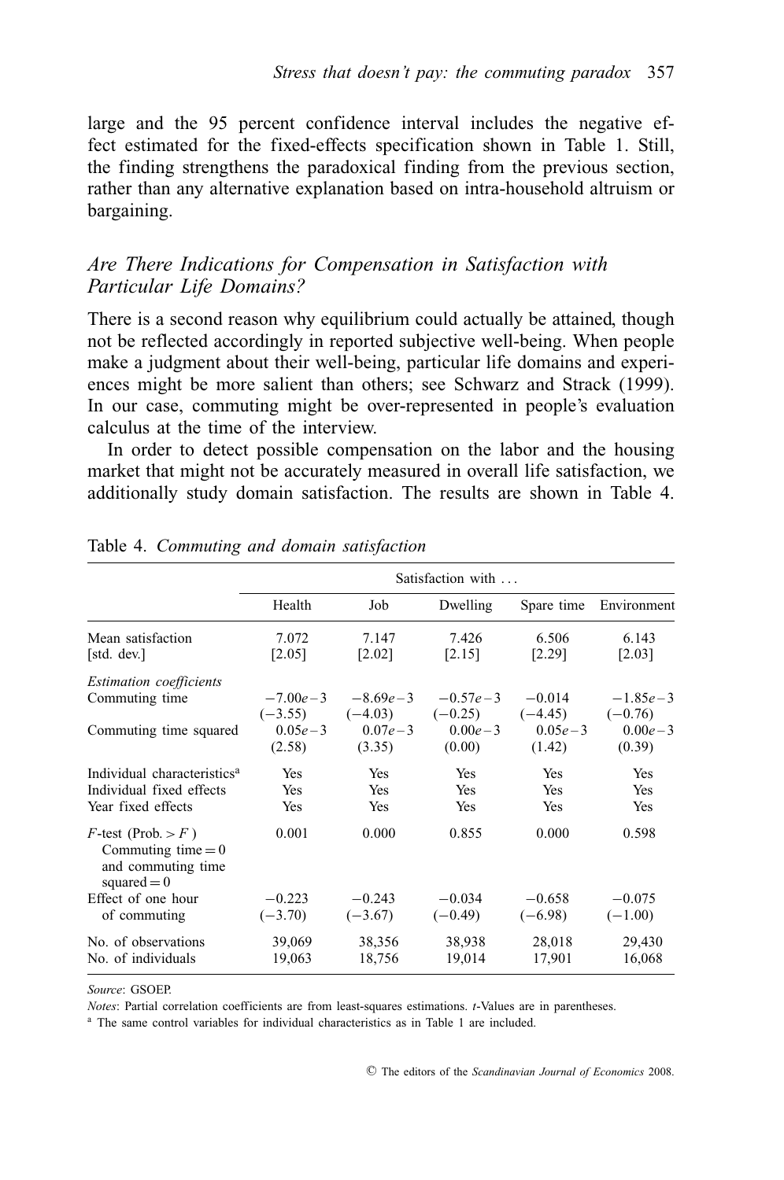large and the 95 percent confidence interval includes the negative effect estimated for the fixed-effects specification shown in Table 1. Still, the finding strengthens the paradoxical finding from the previous section, rather than any alternative explanation based on intra-household altruism or bargaining.

## *Are There Indications for Compensation in Satisfaction with Particular Life Domains?*

There is a second reason why equilibrium could actually be attained, though not be reflected accordingly in reported subjective well-being. When people make a judgment about their well-being, particular life domains and experiences might be more salient than others; see Schwarz and Strack (1999). In our case, commuting might be over-represented in people's evaluation calculus at the time of the interview.

In order to detect possible compensation on the labor and the housing market that might not be accurately measured in overall life satisfaction, we additionally study domain satisfaction. The results are shown in Table 4.

Table 4. *Commuting and domain satisfaction*

| | Satisfaction with ... | | | | |
|---|---|---|---|---|---|
| | Health | Job | Dwelling | Spare time | Environment |
| Mean satisfaction | 7.072 | 7.147 | 7.426 | 6.506 | 6.143 |
| [std. dev.] | [2.05] | [2.02] | [2.15] | [2.29] | [2.03] |
| *Estimation coefficients* | | | | | |
| Commuting time | −7.00e−3 | −8.69e−3 | −0.57e−3 | −0.014 | −1.85e−3 |
| | (−3.55) | (−4.03) | (−0.25) | (−4.45) | (−0.76) |
| Commuting time squared | 0.05e−3 | 0.07e−3 | 0.00e−3 | 0.05e−3 | 0.00e−3 |
| | (2.58) | (3.35) | (0.00) | (1.42) | (0.39) |
| Individual characteristics[a] | Yes | Yes | Yes | Yes | Yes |
| Individual fixed effects | Yes | Yes | Yes | Yes | Yes |
| Year fixed effects | Yes | Yes | Yes | Yes | Yes |
| *F*-test (Prob. > *F*) Commuting time = 0 and commuting time squared = 0 | 0.001 | 0.000 | 0.855 | 0.000 | 0.598 |
| Effect of one hour of commuting | −0.223 | −0.243 | −0.034 | −0.658 | −0.075 |
| | (−3.70) | (−3.67) | (−0.49) | (−6.98) | (−1.00) |
| No. of observations | 39,069 | 38,356 | 38,938 | 28,018 | 29,430 |
| No. of individuals | 19,063 | 18,756 | 19,014 | 17,901 | 16,068 |

*Source*: GSOEP.

*Notes*: Partial correlation coefficients are from least-squares estimations. *t*-Values are in parentheses.

[a] The same control variables for individual characteristics as in Table 1 are included.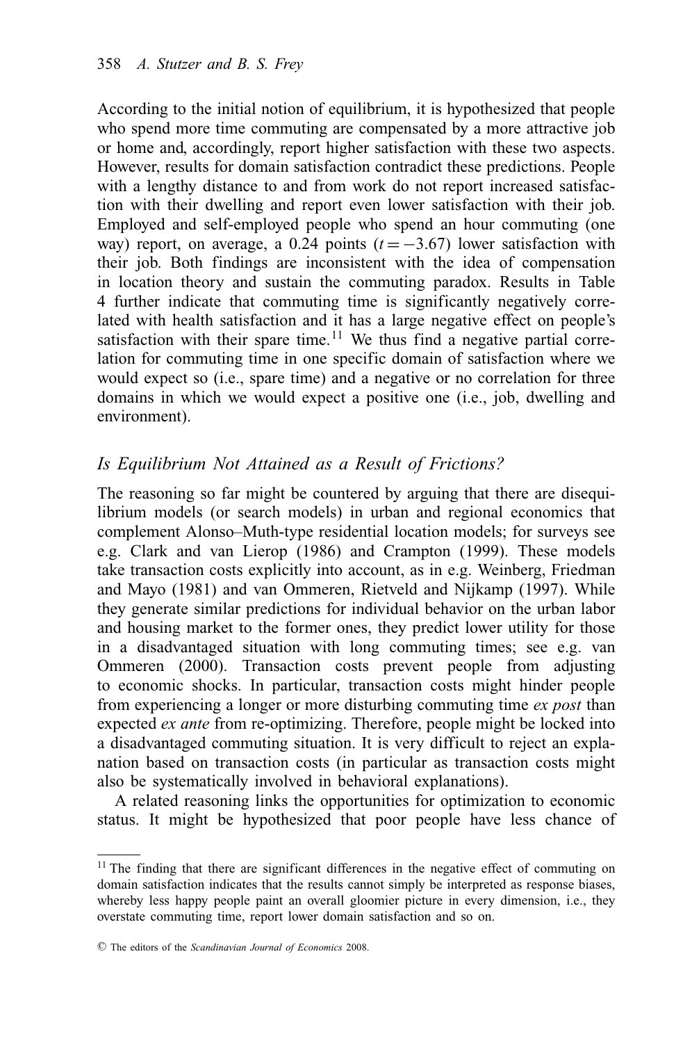According to the initial notion of equilibrium, it is hypothesized that people who spend more time commuting are compensated by a more attractive job or home and, accordingly, report higher satisfaction with these two aspects. However, results for domain satisfaction contradict these predictions. People with a lengthy distance to and from work do not report increased satisfaction with their dwelling and report even lower satisfaction with their job. Employed and self-employed people who spend an hour commuting (one way) report, on average, a 0.24 points ($t = -3.67$) lower satisfaction with their job. Both findings are inconsistent with the idea of compensation in location theory and sustain the commuting paradox. Results in Table 4 further indicate that commuting time is significantly negatively correlated with health satisfaction and it has a large negative effect on people's satisfaction with their spare time.[11] We thus find a negative partial correlation for commuting time in one specific domain of satisfaction where we would expect so (i.e., spare time) and a negative or no correlation for three domains in which we would expect a positive one (i.e., job, dwelling and environment).

## *Is Equilibrium Not Attained as a Result of Frictions?*

The reasoning so far might be countered by arguing that there are disequilibrium models (or search models) in urban and regional economics that complement Alonso–Muth-type residential location models; for surveys see e.g. Clark and van Lierop (1986) and Crampton (1999). These models take transaction costs explicitly into account, as in e.g. Weinberg, Friedman and Mayo (1981) and van Ommeren, Rietveld and Nijkamp (1997). While they generate similar predictions for individual behavior on the urban labor and housing market to the former ones, they predict lower utility for those in a disadvantaged situation with long commuting times; see e.g. van Ommeren (2000). Transaction costs prevent people from adjusting to economic shocks. In particular, transaction costs might hinder people from experiencing a longer or more disturbing commuting time *ex post* than expected *ex ante* from re-optimizing. Therefore, people might be locked into a disadvantaged commuting situation. It is very difficult to reject an explanation based on transaction costs (in particular as transaction costs might also be systematically involved in behavioral explanations).

A related reasoning links the opportunities for optimization to economic status. It might be hypothesized that poor people have less chance of

[11] The finding that there are significant differences in the negative effect of commuting on domain satisfaction indicates that the results cannot simply be interpreted as response biases, whereby less happy people paint an overall gloomier picture in every dimension, i.e., they overstate commuting time, report lower domain satisfaction and so on.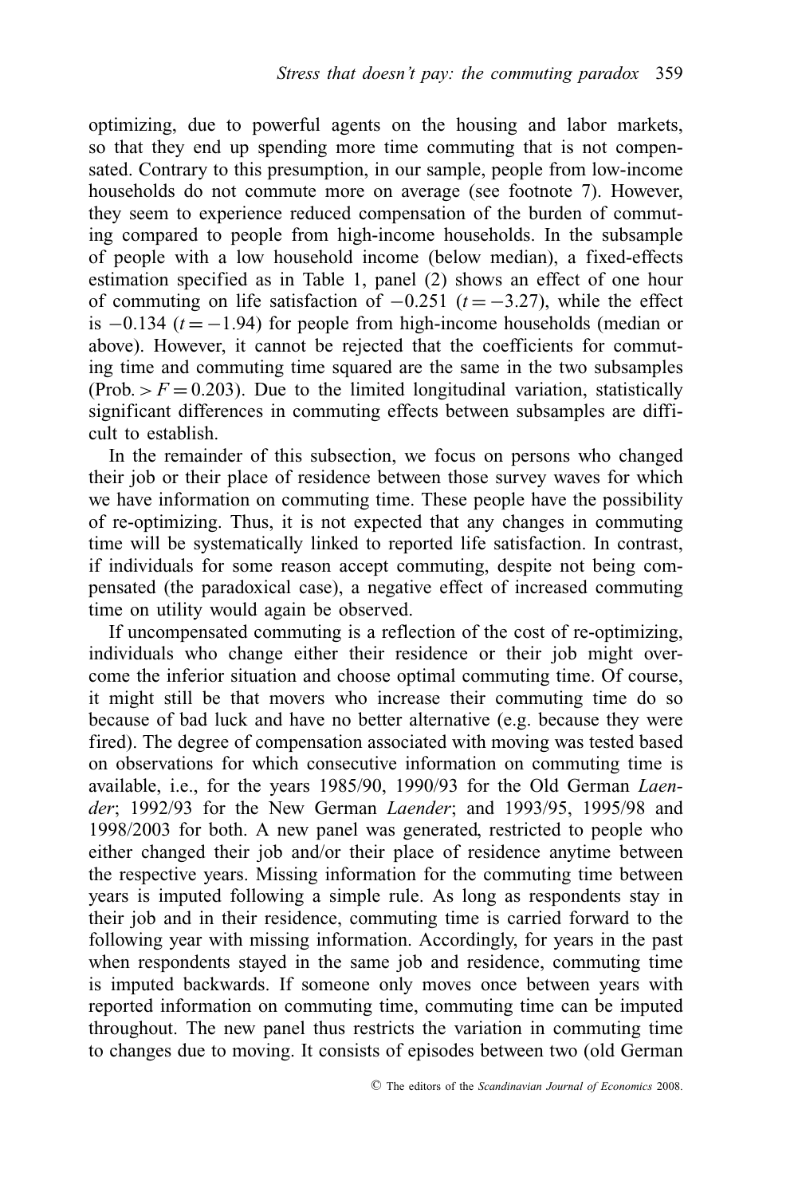optimizing, due to powerful agents on the housing and labor markets, so that they end up spending more time commuting that is not compensated. Contrary to this presumption, in our sample, people from low-income households do not commute more on average (see footnote 7). However, they seem to experience reduced compensation of the burden of commuting compared to people from high-income households. In the subsample of people with a low household income (below median), a fixed-effects estimation specified as in Table 1, panel (2) shows an effect of one hour of commuting on life satisfaction of $-0.251$ ($t = -3.27$), while the effect is $-0.134$ ($t = -1.94$) for people from high-income households (median or above). However, it cannot be rejected that the coefficients for commuting time and commuting time squared are the same in the two subsamples (Prob. $> F = 0.203$). Due to the limited longitudinal variation, statistically significant differences in commuting effects between subsamples are difficult to establish.

In the remainder of this subsection, we focus on persons who changed their job or their place of residence between those survey waves for which we have information on commuting time. These people have the possibility of re-optimizing. Thus, it is not expected that any changes in commuting time will be systematically linked to reported life satisfaction. In contrast, if individuals for some reason accept commuting, despite not being compensated (the paradoxical case), a negative effect of increased commuting time on utility would again be observed.

If uncompensated commuting is a reflection of the cost of re-optimizing, individuals who change either their residence or their job might overcome the inferior situation and choose optimal commuting time. Of course, it might still be that movers who increase their commuting time do so because of bad luck and have no better alternative (e.g. because they were fired). The degree of compensation associated with moving was tested based on observations for which consecutive information on commuting time is available, i.e., for the years 1985/90, 1990/93 for the Old German *Laender*; 1992/93 for the New German *Laender*; and 1993/95, 1995/98 and 1998/2003 for both. A new panel was generated, restricted to people who either changed their job and/or their place of residence anytime between the respective years. Missing information for the commuting time between years is imputed following a simple rule. As long as respondents stay in their job and in their residence, commuting time is carried forward to the following year with missing information. Accordingly, for years in the past when respondents stayed in the same job and residence, commuting time is imputed backwards. If someone only moves once between years with reported information on commuting time, commuting time can be imputed throughout. The new panel thus restricts the variation in commuting time to changes due to moving. It consists of episodes between two (old German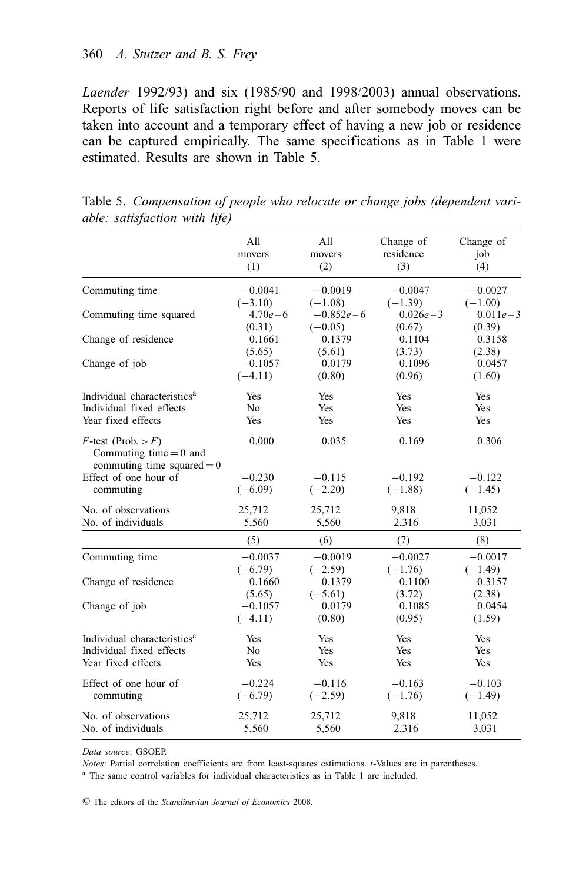*Laender* 1992/93) and six (1985/90 and 1998/2003) annual observations. Reports of life satisfaction right before and after somebody moves can be taken into account and a temporary effect of having a new job or residence can be captured empirically. The same specifications as in Table 1 were estimated. Results are shown in Table 5.

Table 5. *Compensation of people who relocate or change jobs (dependent variable: satisfaction with life)*

| | All movers (1) | All movers (2) | Change of residence (3) | Change of job (4) |
|---|---|---|---|---|
| Commuting time | −0.0041 | −0.0019 | −0.0047 | −0.0027 |
| | (−3.10) | (−1.08) | (−1.39) | (−1.00) |
| Commuting time squared | 4.70*e*−6 | −0.852*e*−6 | 0.026*e*−3 | 0.011*e*−3 |
| | (0.31) | (−0.05) | (0.67) | (0.39) |
| Change of residence | 0.1661 | 0.1379 | 0.1104 | 0.3158 |
| | (5.65) | (5.61) | (3.73) | (2.38) |
| Change of job | −0.1057 | 0.0179 | 0.1096 | 0.0457 |
| | (−4.11) | (0.80) | (0.96) | (1.60) |
| Individual characteristics[a] | Yes | Yes | Yes | Yes |
| Individual fixed effects | No | Yes | Yes | Yes |
| Year fixed effects | Yes | Yes | Yes | Yes |
| $F$-test (Prob. $> F$) Commuting time = 0 and commuting time squared = 0 | 0.000 | 0.035 | 0.169 | 0.306 |
| Effect of one hour of commuting | −0.230 | −0.115 | −0.192 | −0.122 |
| | (−6.09) | (−2.20) | (−1.88) | (−1.45) |
| No. of observations | 25,712 | 25,712 | 9,818 | 11,052 |
| No. of individuals | 5,560 | 5,560 | 2,316 | 3,031 |
| | (5) | (6) | (7) | (8) |
| Commuting time | −0.0037 | −0.0019 | −0.0027 | −0.0017 |
| | (−6.79) | (−2.59) | (−1.76) | (−1.49) |
| Change of residence | 0.1660 | 0.1379 | 0.1100 | 0.3157 |
| | (5.65) | (−5.61) | (3.72) | (2.38) |
| Change of job | −0.1057 | 0.0179 | 0.1085 | 0.0454 |
| | (−4.11) | (0.80) | (0.95) | (1.59) |
| Individual characteristics[a] | Yes | Yes | Yes | Yes |
| Individual fixed effects | No | Yes | Yes | Yes |
| Year fixed effects | Yes | Yes | Yes | Yes |
| Effect of one hour of commuting | −0.224 | −0.116 | −0.163 | −0.103 |
| | (−6.79) | (−2.59) | (−1.76) | (−1.49) |
| No. of observations | 25,712 | 25,712 | 9,818 | 11,052 |
| No. of individuals | 5,560 | 5,560 | 2,316 | 3,031 |

*Data source*: GSOEP.

*Notes*: Partial correlation coefficients are from least-squares estimations. *t*-Values are in parentheses.

[a] The same control variables for individual characteristics as in Table 1 are included.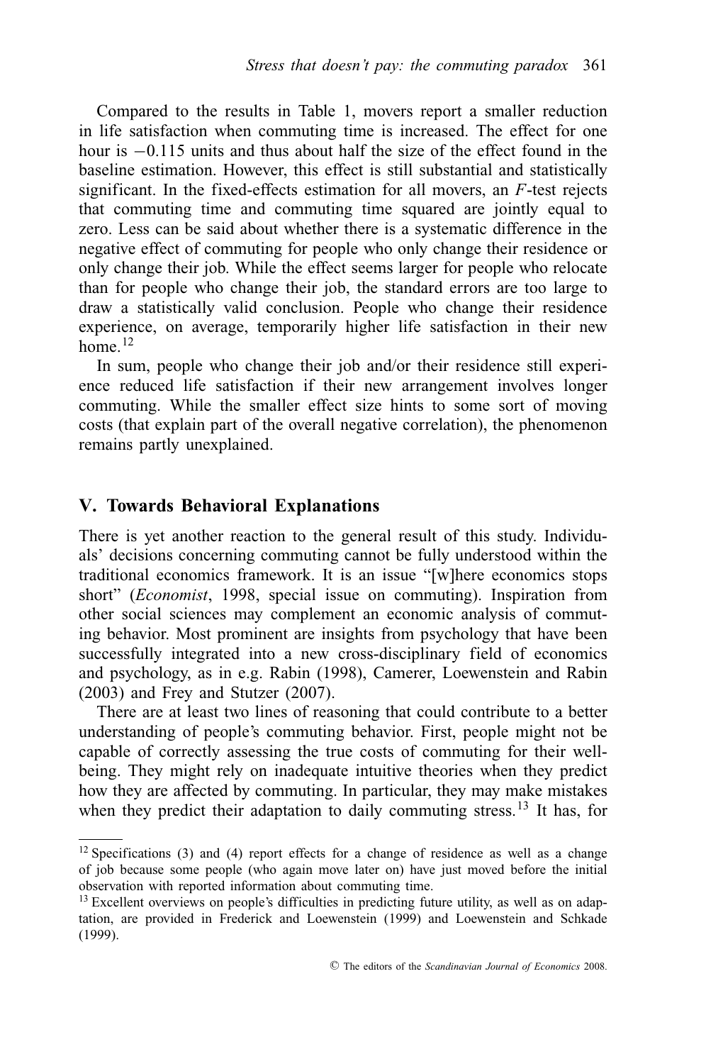Compared to the results in Table 1, movers report a smaller reduction in life satisfaction when commuting time is increased. The effect for one hour is $-0.115$ units and thus about half the size of the effect found in the baseline estimation. However, this effect is still substantial and statistically significant. In the fixed-effects estimation for all movers, an $F$-test rejects that commuting time and commuting time squared are jointly equal to zero. Less can be said about whether there is a systematic difference in the negative effect of commuting for people who only change their residence or only change their job. While the effect seems larger for people who relocate than for people who change their job, the standard errors are too large to draw a statistically valid conclusion. People who change their residence experience, on average, temporarily higher life satisfaction in their new home.[12]

In sum, people who change their job and/or their residence still experience reduced life satisfaction if their new arrangement involves longer commuting. While the smaller effect size hints to some sort of moving costs (that explain part of the overall negative correlation), the phenomenon remains partly unexplained.

## V. Towards Behavioral Explanations

There is yet another reaction to the general result of this study. Individuals' decisions concerning commuting cannot be fully understood within the traditional economics framework. It is an issue "[w]here economics stops short" (*Economist*, 1998, special issue on commuting). Inspiration from other social sciences may complement an economic analysis of commuting behavior. Most prominent are insights from psychology that have been successfully integrated into a new cross-disciplinary field of economics and psychology, as in e.g. Rabin (1998), Camerer, Loewenstein and Rabin (2003) and Frey and Stutzer (2007).

There are at least two lines of reasoning that could contribute to a better understanding of people's commuting behavior. First, people might not be capable of correctly assessing the true costs of commuting for their well-being. They might rely on inadequate intuitive theories when they predict how they are affected by commuting. In particular, they may make mistakes when they predict their adaptation to daily commuting stress.[13] It has, for

---

[12] Specifications (3) and (4) report effects for a change of residence as well as a change of job because some people (who again move later on) have just moved before the initial observation with reported information about commuting time.

[13] Excellent overviews on people's difficulties in predicting future utility, as well as on adaptation, are provided in Frederick and Loewenstein (1999) and Loewenstein and Schkade (1999).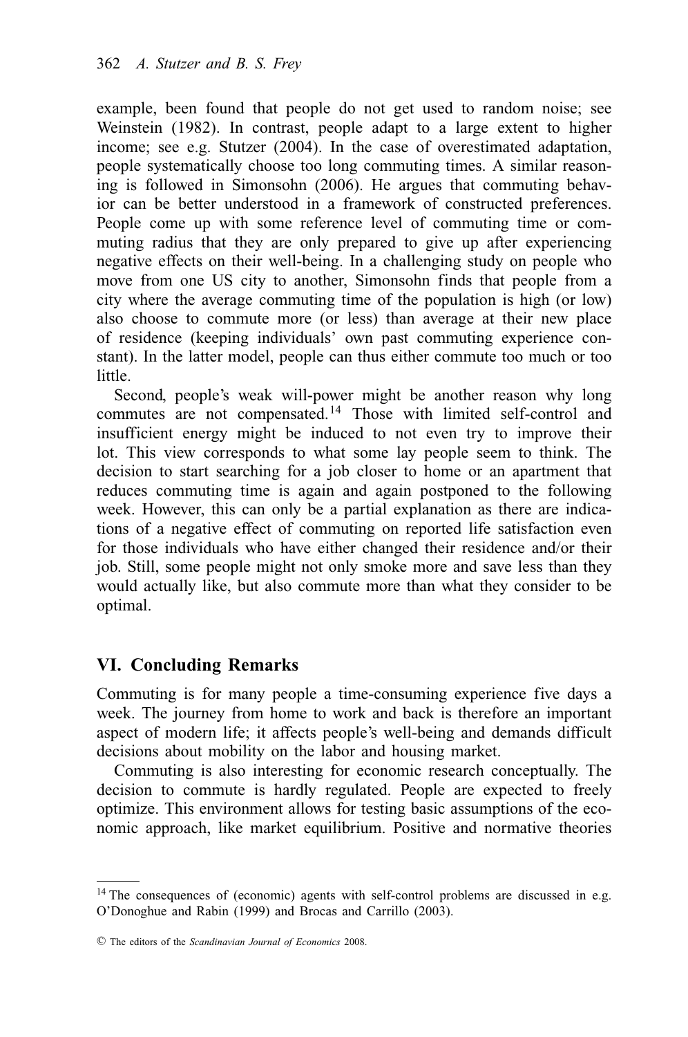example, been found that people do not get used to random noise; see Weinstein (1982). In contrast, people adapt to a large extent to higher income; see e.g. Stutzer (2004). In the case of overestimated adaptation, people systematically choose too long commuting times. A similar reasoning is followed in Simonsohn (2006). He argues that commuting behavior can be better understood in a framework of constructed preferences. People come up with some reference level of commuting time or commuting radius that they are only prepared to give up after experiencing negative effects on their well-being. In a challenging study on people who move from one US city to another, Simonsohn finds that people from a city where the average commuting time of the population is high (or low) also choose to commute more (or less) than average at their new place of residence (keeping individuals' own past commuting experience constant). In the latter model, people can thus either commute too much or too little.

Second, people's weak will-power might be another reason why long commutes are not compensated.[14] Those with limited self-control and insufficient energy might be induced to not even try to improve their lot. This view corresponds to what some lay people seem to think. The decision to start searching for a job closer to home or an apartment that reduces commuting time is again and again postponed to the following week. However, this can only be a partial explanation as there are indications of a negative effect of commuting on reported life satisfaction even for those individuals who have either changed their residence and/or their job. Still, some people might not only smoke more and save less than they would actually like, but also commute more than what they consider to be optimal.

## VI. Concluding Remarks

Commuting is for many people a time-consuming experience five days a week. The journey from home to work and back is therefore an important aspect of modern life; it affects people's well-being and demands difficult decisions about mobility on the labor and housing market.

Commuting is also interesting for economic research conceptually. The decision to commute is hardly regulated. People are expected to freely optimize. This environment allows for testing basic assumptions of the economic approach, like market equilibrium. Positive and normative theories

[14] The consequences of (economic) agents with self-control problems are discussed in e.g. O'Donoghue and Rabin (1999) and Brocas and Carrillo (2003).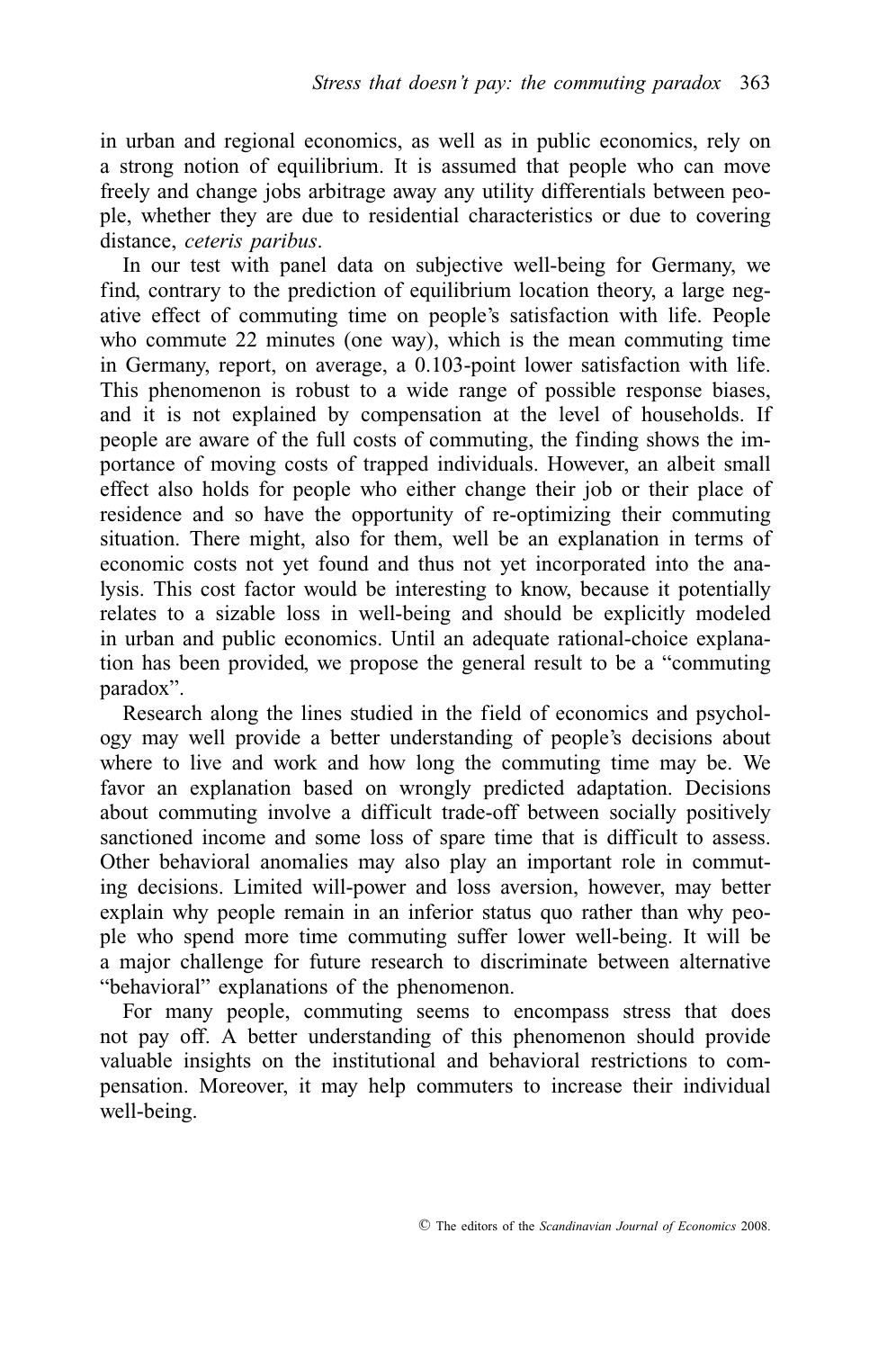in urban and regional economics, as well as in public economics, rely on a strong notion of equilibrium. It is assumed that people who can move freely and change jobs arbitrage away any utility differentials between people, whether they are due to residential characteristics or due to covering distance, *ceteris paribus*.

In our test with panel data on subjective well-being for Germany, we find, contrary to the prediction of equilibrium location theory, a large negative effect of commuting time on people's satisfaction with life. People who commute 22 minutes (one way), which is the mean commuting time in Germany, report, on average, a 0.103-point lower satisfaction with life. This phenomenon is robust to a wide range of possible response biases, and it is not explained by compensation at the level of households. If people are aware of the full costs of commuting, the finding shows the importance of moving costs of trapped individuals. However, an albeit small effect also holds for people who either change their job or their place of residence and so have the opportunity of re-optimizing their commuting situation. There might, also for them, well be an explanation in terms of economic costs not yet found and thus not yet incorporated into the analysis. This cost factor would be interesting to know, because it potentially relates to a sizable loss in well-being and should be explicitly modeled in urban and public economics. Until an adequate rational-choice explanation has been provided, we propose the general result to be a "commuting paradox".

Research along the lines studied in the field of economics and psychology may well provide a better understanding of people's decisions about where to live and work and how long the commuting time may be. We favor an explanation based on wrongly predicted adaptation. Decisions about commuting involve a difficult trade-off between socially positively sanctioned income and some loss of spare time that is difficult to assess. Other behavioral anomalies may also play an important role in commuting decisions. Limited will-power and loss aversion, however, may better explain why people remain in an inferior status quo rather than why people who spend more time commuting suffer lower well-being. It will be a major challenge for future research to discriminate between alternative "behavioral" explanations of the phenomenon.

For many people, commuting seems to encompass stress that does not pay off. A better understanding of this phenomenon should provide valuable insights on the institutional and behavioral restrictions to compensation. Moreover, it may help commuters to increase their individual well-being.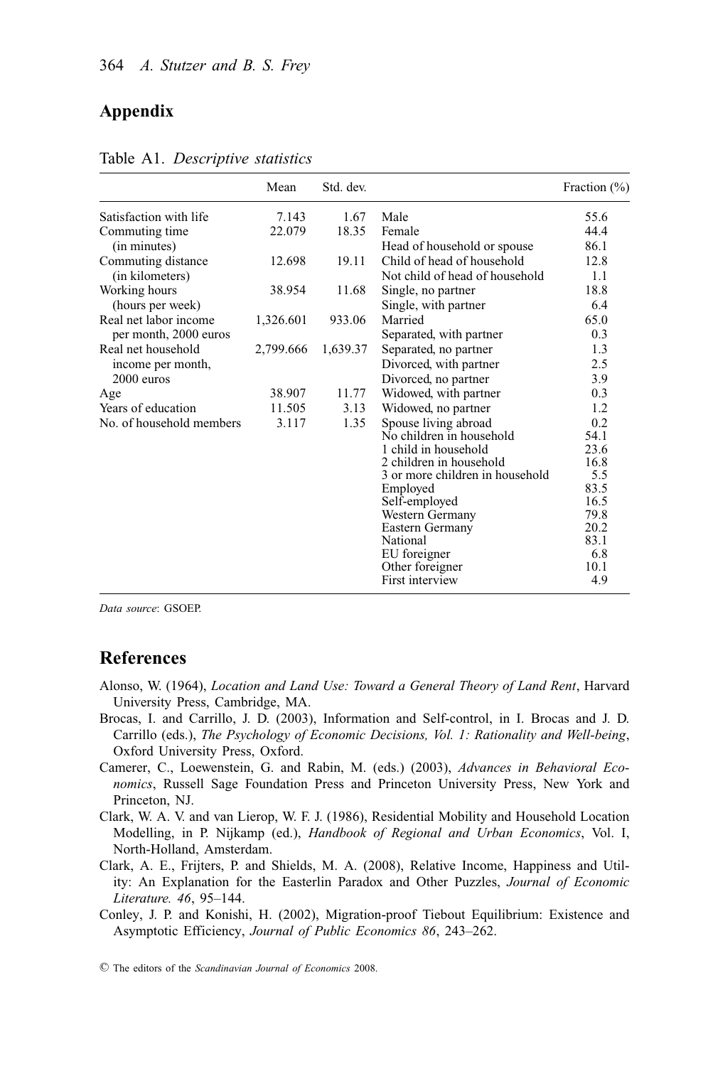## Appendix

Table A1. *Descriptive statistics*

| | Mean | Std. dev. | | Fraction (%) |
|---|---|---|---|---|
| Satisfaction with life | 7.143 | 1.67 | Male | 55.6 |
| Commuting time (in minutes) | 22.079 | 18.35 | Female | 44.4 |
| | | | Head of household or spouse | 86.1 |
| Commuting distance (in kilometers) | 12.698 | 19.11 | Child of head of household | 12.8 |
| | | | Not child of head of household | 1.1 |
| Working hours (hours per week) | 38.954 | 11.68 | Single, no partner | 18.8 |
| | | | Single, with partner | 6.4 |
| Real net labor income per month, 2000 euros | 1,326.601 | 933.06 | Married | 65.0 |
| | | | Separated, with partner | 0.3 |
| Real net household income per month, 2000 euros | 2,799.666 | 1,639.37 | Separated, no partner | 1.3 |
| | | | Divorced, with partner | 2.5 |
| | | | Divorced, no partner | 3.9 |
| Age | 38.907 | 11.77 | Widowed, with partner | 0.3 |
| Years of education | 11.505 | 3.13 | Widowed, no partner | 1.2 |
| No. of household members | 3.117 | 1.35 | Spouse living abroad | 0.2 |
| | | | No children in household | 54.1 |
| | | | 1 child in household | 23.6 |
| | | | 2 children in household | 16.8 |
| | | | 3 or more children in household | 5.5 |
| | | | Employed | 83.5 |
| | | | Self-employed | 16.5 |
| | | | Western Germany | 79.8 |
| | | | Eastern Germany | 20.2 |
| | | | National | 83.1 |
| | | | EU foreigner | 6.8 |
| | | | Other foreigner | 10.1 |
| | | | First interview | 4.9 |

*Data source*: GSOEP.

## References

Alonso, W. (1964), *Location and Land Use: Toward a General Theory of Land Rent*, Harvard University Press, Cambridge, MA.

Brocas, I. and Carrillo, J. D. (2003), Information and Self-control, in I. Brocas and J. D. Carrillo (eds.), *The Psychology of Economic Decisions, Vol. 1: Rationality and Well-being*, Oxford University Press, Oxford.

Camerer, C., Loewenstein, G. and Rabin, M. (eds.) (2003), *Advances in Behavioral Economics*, Russell Sage Foundation Press and Princeton University Press, New York and Princeton, NJ.

Clark, W. A. V. and van Lierop, W. F. J. (1986), Residential Mobility and Household Location Modelling, in P. Nijkamp (ed.), *Handbook of Regional and Urban Economics*, Vol. I, North-Holland, Amsterdam.

Clark, A. E., Frijters, P. and Shields, M. A. (2008), Relative Income, Happiness and Utility: An Explanation for the Easterlin Paradox and Other Puzzles, *Journal of Economic Literature. 46*, 95–144.

Conley, J. P. and Konishi, H. (2002), Migration-proof Tiebout Equilibrium: Existence and Asymptotic Efficiency, *Journal of Public Economics 86*, 243–262.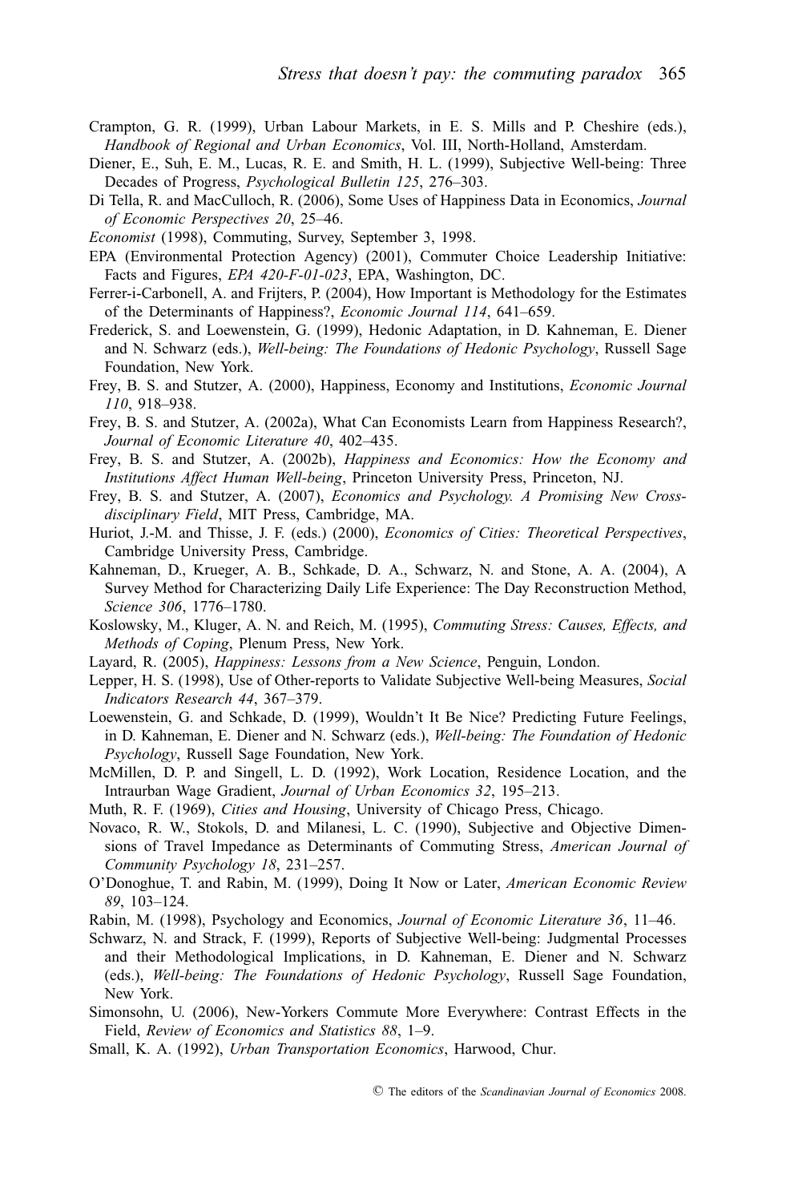Crampton, G. R. (1999), Urban Labour Markets, in E. S. Mills and P. Cheshire (eds.), *Handbook of Regional and Urban Economics*, Vol. III, North-Holland, Amsterdam.

Diener, E., Suh, E. M., Lucas, R. E. and Smith, H. L. (1999), Subjective Well-being: Three Decades of Progress, *Psychological Bulletin 125*, 276–303.

Di Tella, R. and MacCulloch, R. (2006), Some Uses of Happiness Data in Economics, *Journal of Economic Perspectives 20*, 25–46.

*Economist* (1998), Commuting, Survey, September 3, 1998.

EPA (Environmental Protection Agency) (2001), Commuter Choice Leadership Initiative: Facts and Figures, *EPA 420-F-01-023*, EPA, Washington, DC.

Ferrer-i-Carbonell, A. and Frijters, P. (2004), How Important is Methodology for the Estimates of the Determinants of Happiness?, *Economic Journal 114*, 641–659.

Frederick, S. and Loewenstein, G. (1999), Hedonic Adaptation, in D. Kahneman, E. Diener and N. Schwarz (eds.), *Well-being: The Foundations of Hedonic Psychology*, Russell Sage Foundation, New York.

Frey, B. S. and Stutzer, A. (2000), Happiness, Economy and Institutions, *Economic Journal 110*, 918–938.

Frey, B. S. and Stutzer, A. (2002a), What Can Economists Learn from Happiness Research?, *Journal of Economic Literature 40*, 402–435.

Frey, B. S. and Stutzer, A. (2002b), *Happiness and Economics: How the Economy and Institutions Affect Human Well-being*, Princeton University Press, Princeton, NJ.

Frey, B. S. and Stutzer, A. (2007), *Economics and Psychology. A Promising New Cross-disciplinary Field*, MIT Press, Cambridge, MA.

Huriot, J.-M. and Thisse, J. F. (eds.) (2000), *Economics of Cities: Theoretical Perspectives*, Cambridge University Press, Cambridge.

Kahneman, D., Krueger, A. B., Schkade, D. A., Schwarz, N. and Stone, A. A. (2004), A Survey Method for Characterizing Daily Life Experience: The Day Reconstruction Method, *Science 306*, 1776–1780.

Koslowsky, M., Kluger, A. N. and Reich, M. (1995), *Commuting Stress: Causes, Effects, and Methods of Coping*, Plenum Press, New York.

Layard, R. (2005), *Happiness: Lessons from a New Science*, Penguin, London.

Lepper, H. S. (1998), Use of Other-reports to Validate Subjective Well-being Measures, *Social Indicators Research 44*, 367–379.

Loewenstein, G. and Schkade, D. (1999), Wouldn't It Be Nice? Predicting Future Feelings, in D. Kahneman, E. Diener and N. Schwarz (eds.), *Well-being: The Foundation of Hedonic Psychology*, Russell Sage Foundation, New York.

McMillen, D. P. and Singell, L. D. (1992), Work Location, Residence Location, and the Intraurban Wage Gradient, *Journal of Urban Economics 32*, 195–213.

Muth, R. F. (1969), *Cities and Housing*, University of Chicago Press, Chicago.

Novaco, R. W., Stokols, D. and Milanesi, L. C. (1990), Subjective and Objective Dimensions of Travel Impedance as Determinants of Commuting Stress, *American Journal of Community Psychology 18*, 231–257.

O'Donoghue, T. and Rabin, M. (1999), Doing It Now or Later, *American Economic Review 89*, 103–124.

Rabin, M. (1998), Psychology and Economics, *Journal of Economic Literature 36*, 11–46.

Schwarz, N. and Strack, F. (1999), Reports of Subjective Well-being: Judgmental Processes and their Methodological Implications, in D. Kahneman, E. Diener and N. Schwarz (eds.), *Well-being: The Foundations of Hedonic Psychology*, Russell Sage Foundation, New York.

Simonsohn, U. (2006), New-Yorkers Commute More Everywhere: Contrast Effects in the Field, *Review of Economics and Statistics 88*, 1–9.

Small, K. A. (1992), *Urban Transportation Economics*, Harwood, Chur.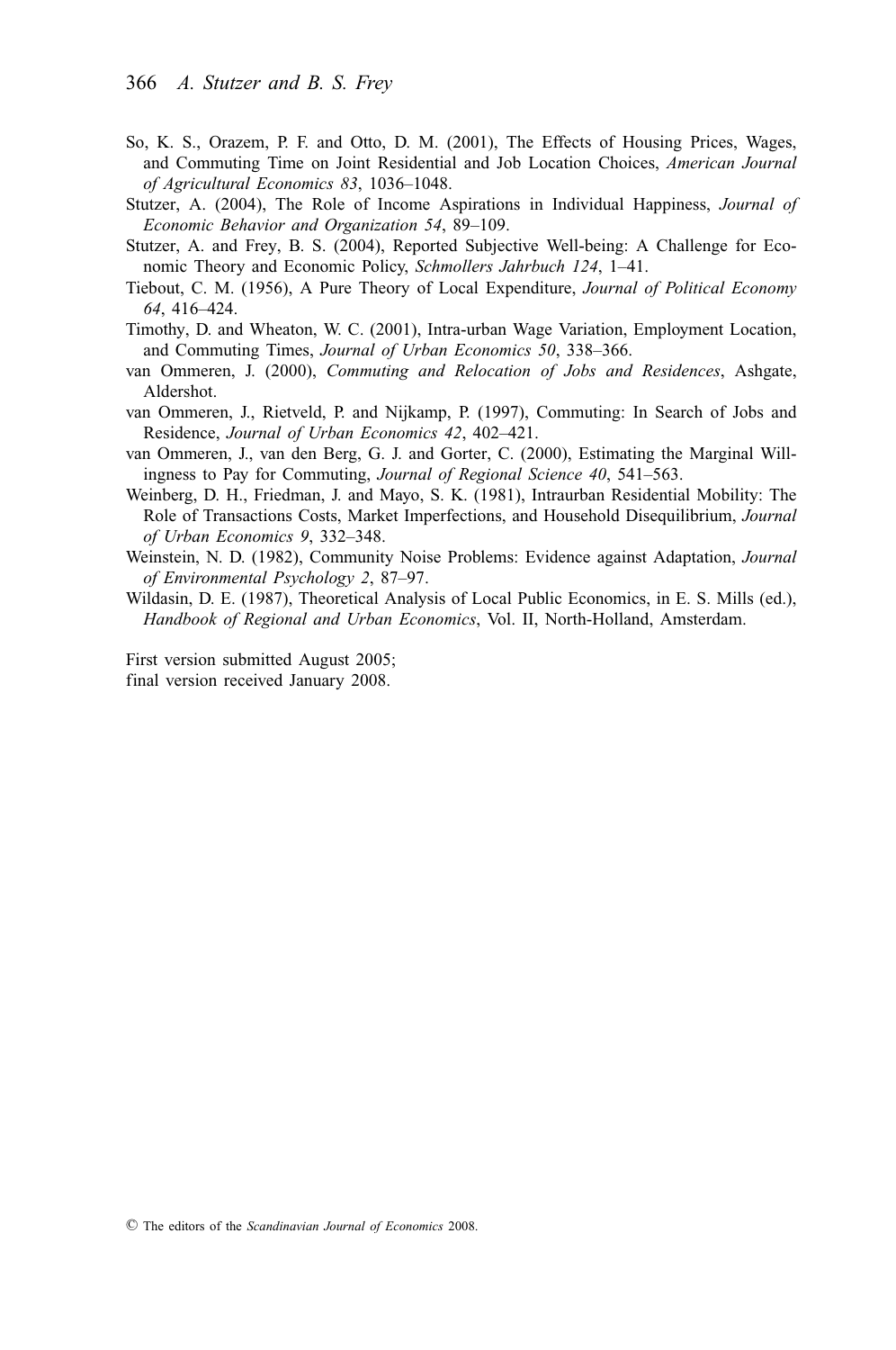So, K. S., Orazem, P. F. and Otto, D. M. (2001), The Effects of Housing Prices, Wages, and Commuting Time on Joint Residential and Job Location Choices, *American Journal of Agricultural Economics 83*, 1036–1048.

Stutzer, A. (2004), The Role of Income Aspirations in Individual Happiness, *Journal of Economic Behavior and Organization 54*, 89–109.

Stutzer, A. and Frey, B. S. (2004), Reported Subjective Well-being: A Challenge for Economic Theory and Economic Policy, *Schmollers Jahrbuch 124*, 1–41.

Tiebout, C. M. (1956), A Pure Theory of Local Expenditure, *Journal of Political Economy 64*, 416–424.

Timothy, D. and Wheaton, W. C. (2001), Intra-urban Wage Variation, Employment Location, and Commuting Times, *Journal of Urban Economics 50*, 338–366.

van Ommeren, J. (2000), *Commuting and Relocation of Jobs and Residences*, Ashgate, Aldershot.

van Ommeren, J., Rietveld, P. and Nijkamp, P. (1997), Commuting: In Search of Jobs and Residence, *Journal of Urban Economics 42*, 402–421.

van Ommeren, J., van den Berg, G. J. and Gorter, C. (2000), Estimating the Marginal Willingness to Pay for Commuting, *Journal of Regional Science 40*, 541–563.

Weinberg, D. H., Friedman, J. and Mayo, S. K. (1981), Intraurban Residential Mobility: The Role of Transactions Costs, Market Imperfections, and Household Disequilibrium, *Journal of Urban Economics 9*, 332–348.

Weinstein, N. D. (1982), Community Noise Problems: Evidence against Adaptation, *Journal of Environmental Psychology 2*, 87–97.

Wildasin, D. E. (1987), Theoretical Analysis of Local Public Economics, in E. S. Mills (ed.), *Handbook of Regional and Urban Economics*, Vol. II, North-Holland, Amsterdam.

First version submitted August 2005;
final version received January 2008.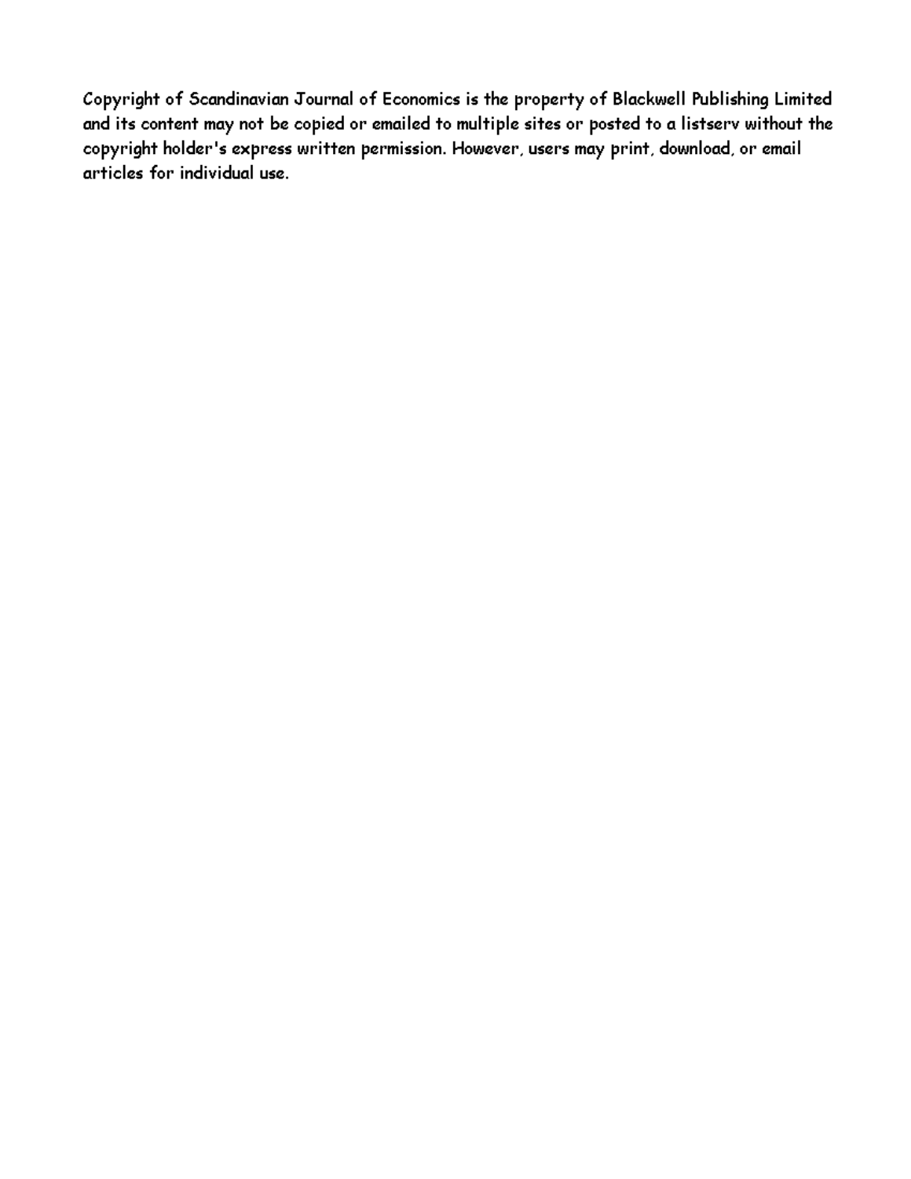Copyright of Scandinavian Journal of Economics is the property of Blackwell Publishing Limited and its content may not be copied or emailed to multiple sites or posted to a listserv without the copyright holder's express written permission. However, users may print, download, or email articles for individual use.